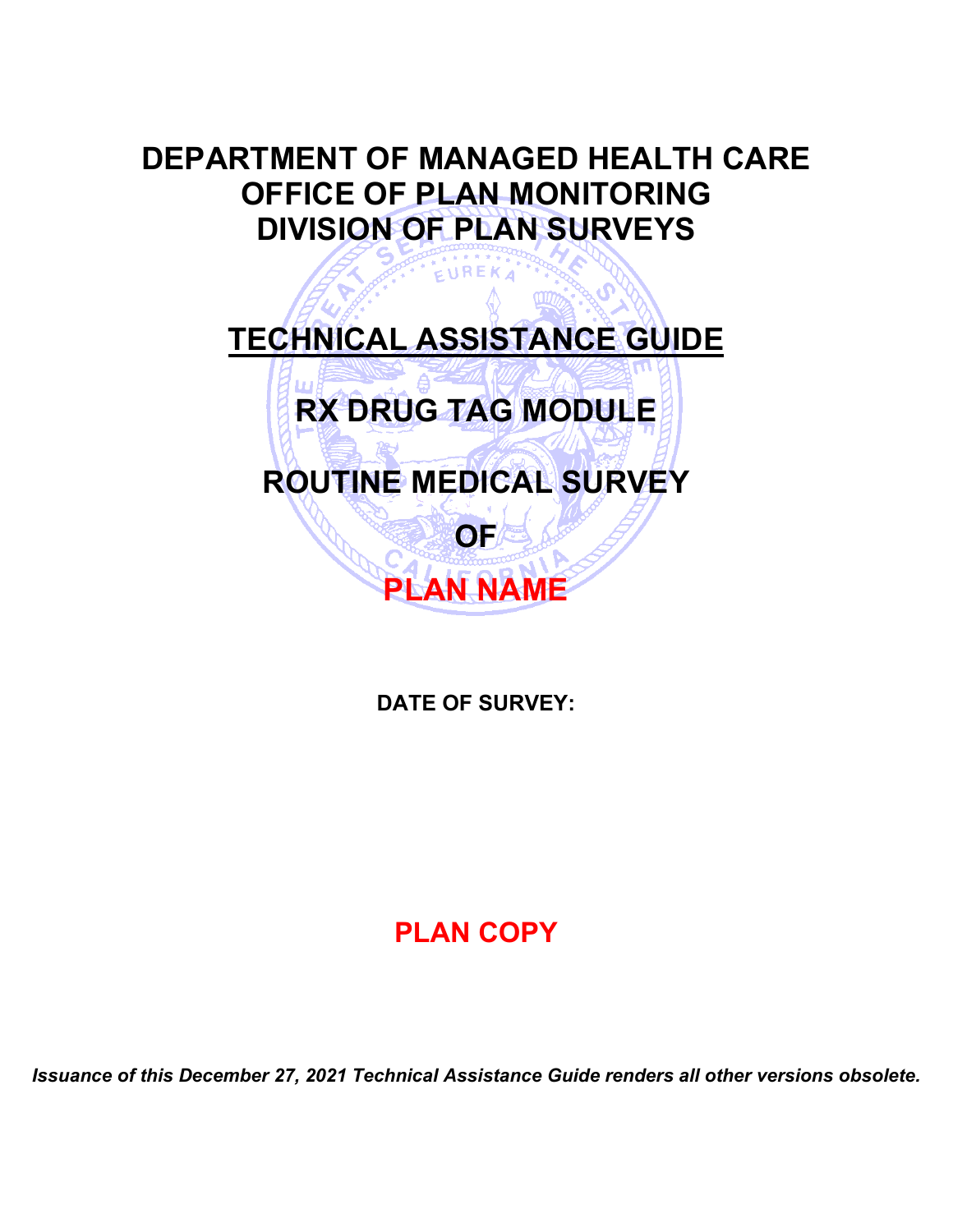# DEPARTMENT OF MANAGED HEALTH CARE
# OFFICE OF PLAN MONITORING
# DIVISION OF PLAN SURVEYS

## TECHNICAL ASSISTANCE GUIDE

## RX DRUG TAG MODULE

## ROUTINE MEDICAL SURVEY

## OF

## PLAN NAME

**DATE OF SURVEY:**

**PLAN COPY**

***Issuance of this December 27, 2021 Technical Assistance Guide renders all other versions obsolete.***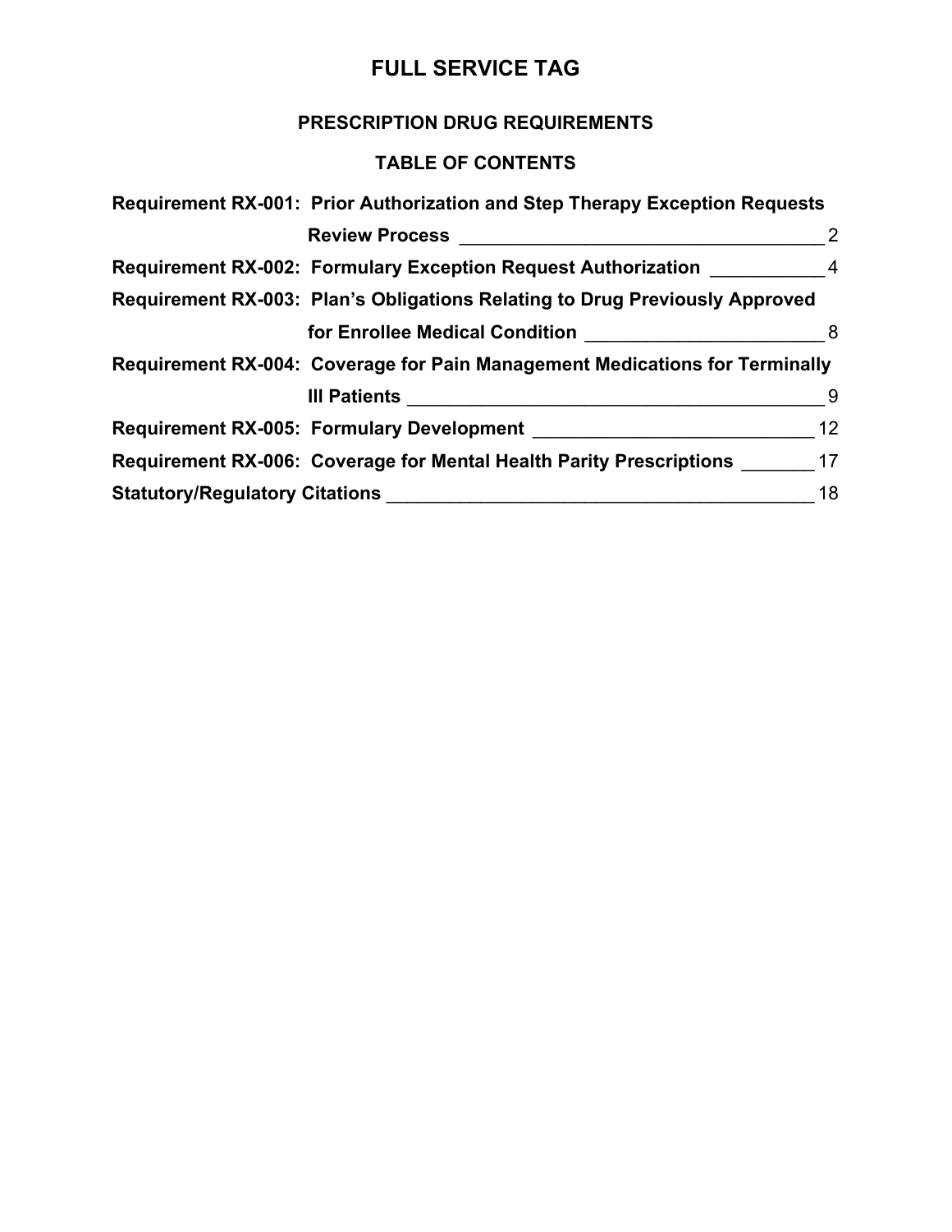# FULL SERVICE TAG

## PRESCRIPTION DRUG REQUIREMENTS

### TABLE OF CONTENTS

**Requirement RX-001: Prior Authorization and Step Therapy Exception Requests Review Process** ____ 2

**Requirement RX-002: Formulary Exception Request Authorization** ____ 4

**Requirement RX-003: Plan's Obligations Relating to Drug Previously Approved for Enrollee Medical Condition** ____ 8

**Requirement RX-004: Coverage for Pain Management Medications for Terminally Ill Patients** ____ 9

**Requirement RX-005: Formulary Development** ____ 12

**Requirement RX-006: Coverage for Mental Health Parity Prescriptions** ____ 17

**Statutory/Regulatory Citations** ____ 18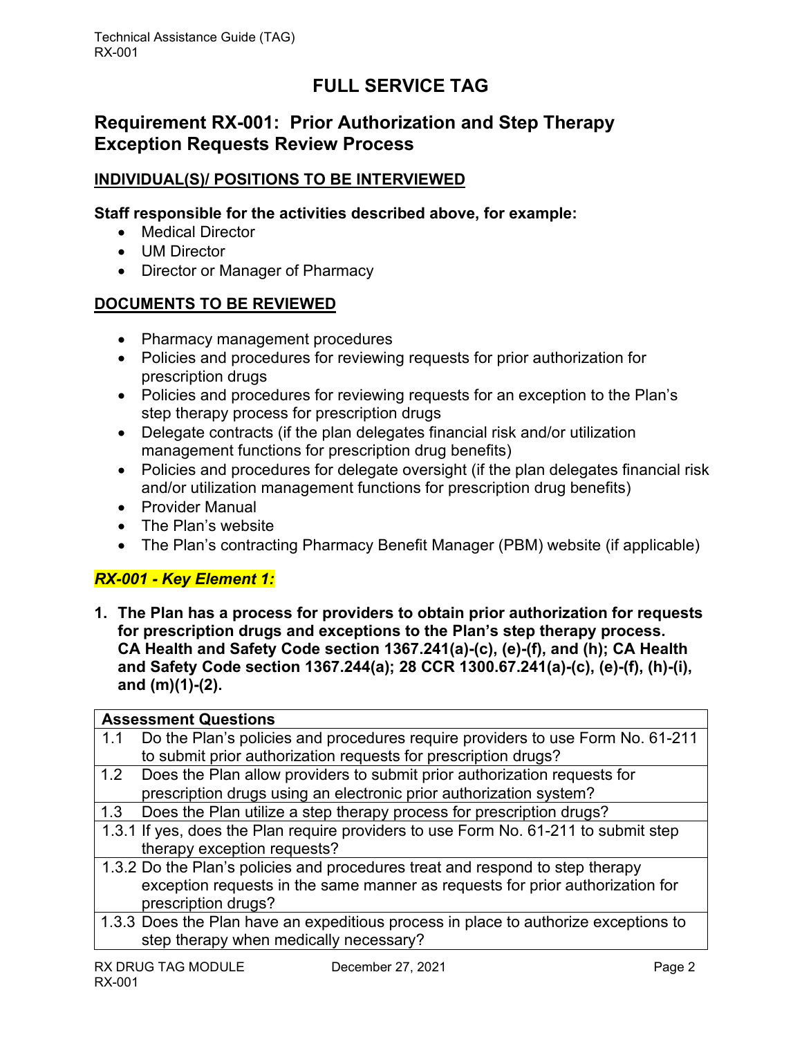# FULL SERVICE TAG

## Requirement RX-001: Prior Authorization and Step Therapy Exception Requests Review Process

### INDIVIDUAL(S)/ POSITIONS TO BE INTERVIEWED

**Staff responsible for the activities described above, for example:**

- Medical Director
- UM Director
- Director or Manager of Pharmacy

### DOCUMENTS TO BE REVIEWED

- Pharmacy management procedures
- Policies and procedures for reviewing requests for prior authorization for prescription drugs
- Policies and procedures for reviewing requests for an exception to the Plan's step therapy process for prescription drugs
- Delegate contracts (if the plan delegates financial risk and/or utilization management functions for prescription drug benefits)
- Policies and procedures for delegate oversight (if the plan delegates financial risk and/or utilization management functions for prescription drug benefits)
- Provider Manual
- The Plan's website
- The Plan's contracting Pharmacy Benefit Manager (PBM) website (if applicable)

### *RX-001 - Key Element 1:*

**1. The Plan has a process for providers to obtain prior authorization for requests for prescription drugs and exceptions to the Plan's step therapy process. CA Health and Safety Code section 1367.241(a)-(c), (e)-(f), and (h); CA Health and Safety Code section 1367.244(a); 28 CCR 1300.67.241(a)-(c), (e)-(f), (h)-(i), and (m)(1)-(2).**

| Assessment Questions | |
|---|---|
| 1.1 | Do the Plan's policies and procedures require providers to use Form No. 61-211 to submit prior authorization requests for prescription drugs? |
| 1.2 | Does the Plan allow providers to submit prior authorization requests for prescription drugs using an electronic prior authorization system? |
| 1.3 | Does the Plan utilize a step therapy process for prescription drugs? |
| 1.3.1 | If yes, does the Plan require providers to use Form No. 61-211 to submit step therapy exception requests? |
| 1.3.2 | Do the Plan's policies and procedures treat and respond to step therapy exception requests in the same manner as requests for prior authorization for prescription drugs? |
| 1.3.3 | Does the Plan have an expeditious process in place to authorize exceptions to step therapy when medically necessary? |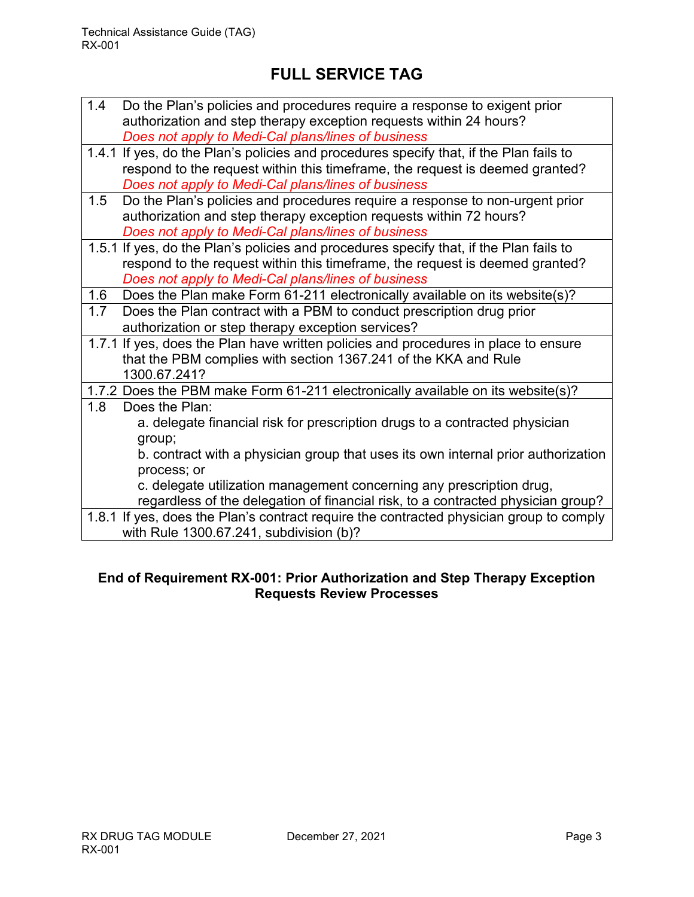# FULL SERVICE TAG

| | |
|---|---|
| 1.4 | Do the Plan's policies and procedures require a response to exigent prior authorization and step therapy exception requests within 24 hours? *Does not apply to Medi-Cal plans/lines of business* |
| 1.4.1 | If yes, do the Plan's policies and procedures specify that, if the Plan fails to respond to the request within this timeframe, the request is deemed granted? *Does not apply to Medi-Cal plans/lines of business* |
| 1.5 | Do the Plan's policies and procedures require a response to non-urgent prior authorization and step therapy exception requests within 72 hours? *Does not apply to Medi-Cal plans/lines of business* |
| 1.5.1 | If yes, do the Plan's policies and procedures specify that, if the Plan fails to respond to the request within this timeframe, the request is deemed granted? *Does not apply to Medi-Cal plans/lines of business* |
| 1.6 | Does the Plan make Form 61-211 electronically available on its website(s)? |
| 1.7 | Does the Plan contract with a PBM to conduct prescription drug prior authorization or step therapy exception services? |
| 1.7.1 | If yes, does the Plan have written policies and procedures in place to ensure that the PBM complies with section 1367.241 of the KKA and Rule 1300.67.241? |
| 1.7.2 | Does the PBM make Form 61-211 electronically available on its website(s)? |
| 1.8 | Does the Plan:<br>a. delegate financial risk for prescription drugs to a contracted physician group;<br>b. contract with a physician group that uses its own internal prior authorization process; or<br>c. delegate utilization management concerning any prescription drug, regardless of the delegation of financial risk, to a contracted physician group? |
| 1.8.1 | If yes, does the Plan's contract require the contracted physician group to comply with Rule 1300.67.241, subdivision (b)? |

**End of Requirement RX-001: Prior Authorization and Step Therapy Exception Requests Review Processes**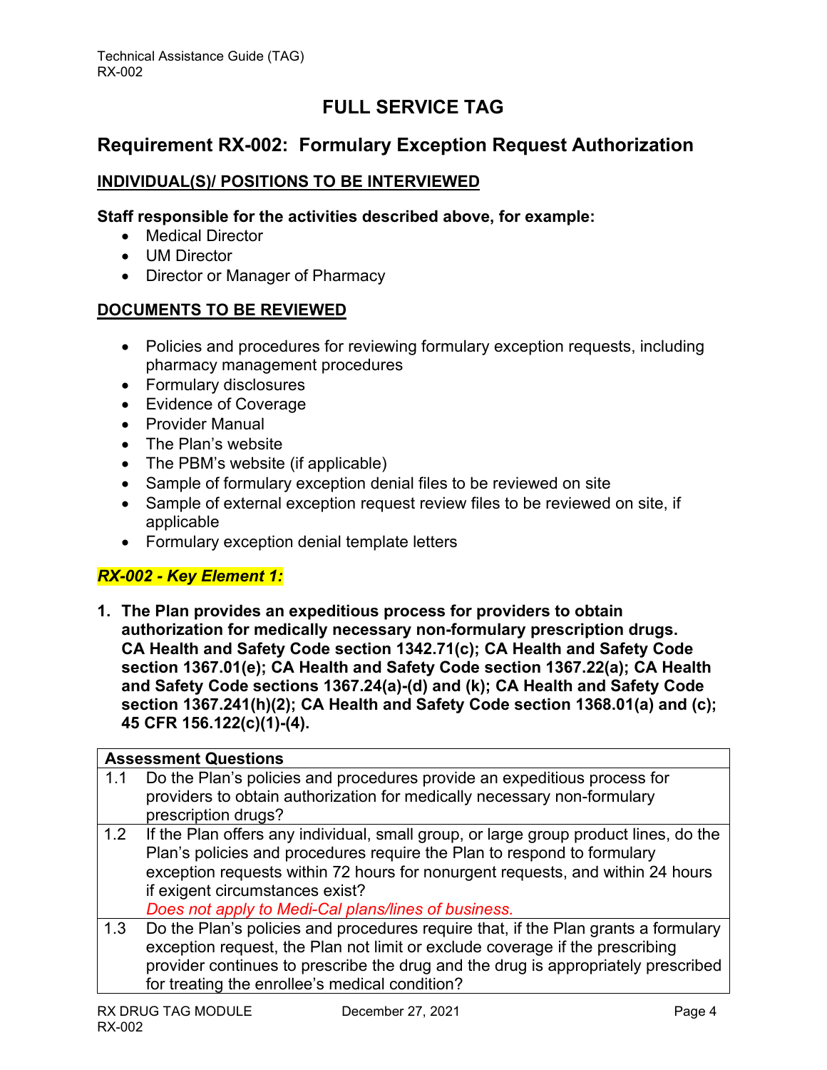# FULL SERVICE TAG

## Requirement RX-002: Formulary Exception Request Authorization

### INDIVIDUAL(S)/ POSITIONS TO BE INTERVIEWED

**Staff responsible for the activities described above, for example:**

- Medical Director
- UM Director
- Director or Manager of Pharmacy

### DOCUMENTS TO BE REVIEWED

- Policies and procedures for reviewing formulary exception requests, including pharmacy management procedures
- Formulary disclosures
- Evidence of Coverage
- Provider Manual
- The Plan's website
- The PBM's website (if applicable)
- Sample of formulary exception denial files to be reviewed on site
- Sample of external exception request review files to be reviewed on site, if applicable
- Formulary exception denial template letters

***RX-002 - Key Element 1:***

**1. The Plan provides an expeditious process for providers to obtain authorization for medically necessary non-formulary prescription drugs. CA Health and Safety Code section 1342.71(c); CA Health and Safety Code section 1367.01(e); CA Health and Safety Code section 1367.22(a); CA Health and Safety Code sections 1367.24(a)-(d) and (k); CA Health and Safety Code section 1367.241(h)(2); CA Health and Safety Code section 1368.01(a) and (c); 45 CFR 156.122(c)(1)-(4).**

| **Assessment Questions** | |
|---|---|
| 1.1 | Do the Plan's policies and procedures provide an expeditious process for providers to obtain authorization for medically necessary non-formulary prescription drugs? |
| 1.2 | If the Plan offers any individual, small group, or large group product lines, do the Plan's policies and procedures require the Plan to respond to formulary exception requests within 72 hours for nonurgent requests, and within 24 hours if exigent circumstances exist? *Does not apply to Medi-Cal plans/lines of business.* |
| 1.3 | Do the Plan's policies and procedures require that, if the Plan grants a formulary exception request, the Plan not limit or exclude coverage if the prescribing provider continues to prescribe the drug and the drug is appropriately prescribed for treating the enrollee's medical condition? |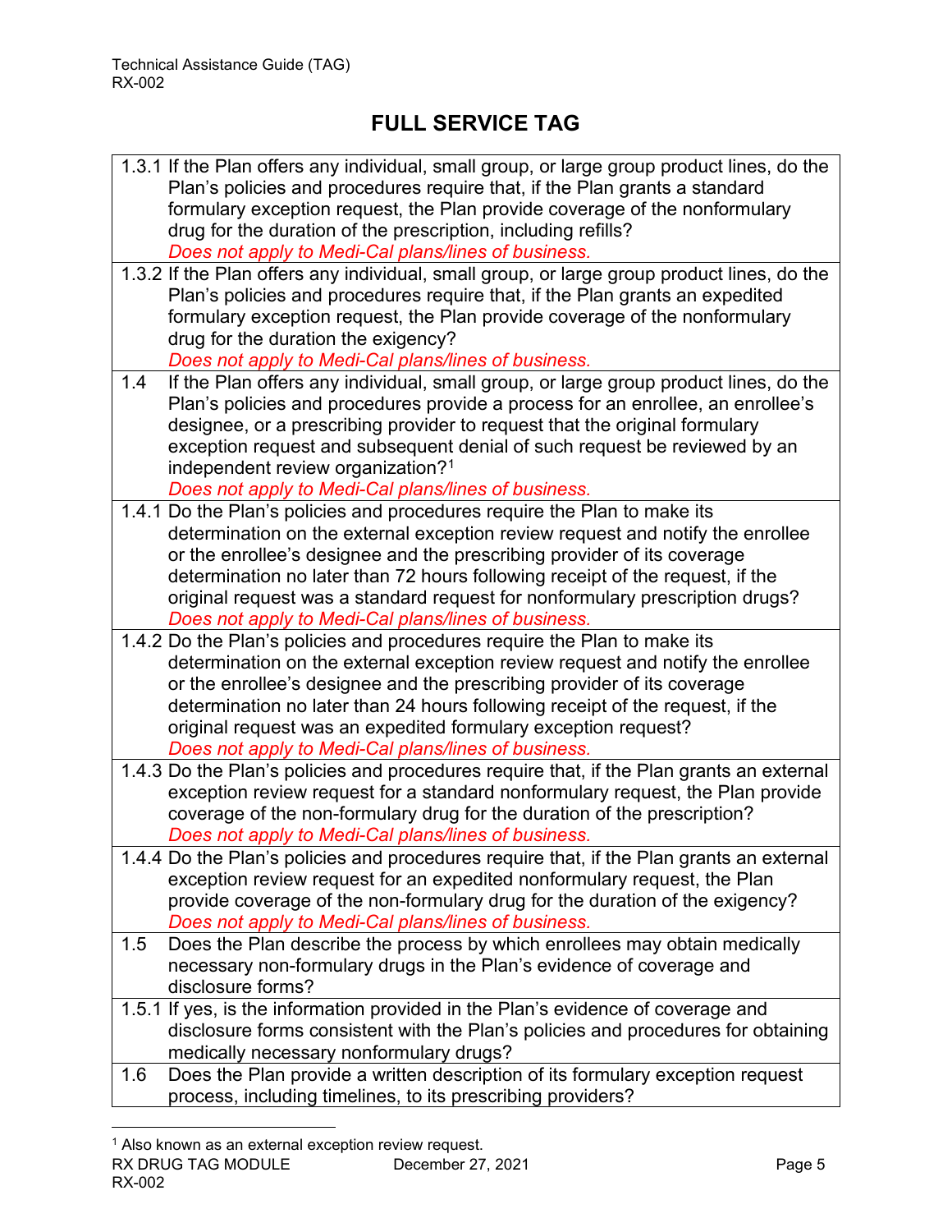## FULL SERVICE TAG

| | |
|---|---|
| 1.3.1 | If the Plan offers any individual, small group, or large group product lines, do the Plan's policies and procedures require that, if the Plan grants a standard formulary exception request, the Plan provide coverage of the nonformulary drug for the duration of the prescription, including refills? *Does not apply to Medi-Cal plans/lines of business.* |
| 1.3.2 | If the Plan offers any individual, small group, or large group product lines, do the Plan's policies and procedures require that, if the Plan grants an expedited formulary exception request, the Plan provide coverage of the nonformulary drug for the duration the exigency? *Does not apply to Medi-Cal plans/lines of business.* |
| 1.4 | If the Plan offers any individual, small group, or large group product lines, do the Plan's policies and procedures provide a process for an enrollee, an enrollee's designee, or a prescribing provider to request that the original formulary exception request and subsequent denial of such request be reviewed by an independent review organization?[1] *Does not apply to Medi-Cal plans/lines of business.* |
| 1.4.1 | Do the Plan's policies and procedures require the Plan to make its determination on the external exception review request and notify the enrollee or the enrollee's designee and the prescribing provider of its coverage determination no later than 72 hours following receipt of the request, if the original request was a standard request for nonformulary prescription drugs? *Does not apply to Medi-Cal plans/lines of business.* |
| 1.4.2 | Do the Plan's policies and procedures require the Plan to make its determination on the external exception review request and notify the enrollee or the enrollee's designee and the prescribing provider of its coverage determination no later than 24 hours following receipt of the request, if the original request was an expedited formulary exception request? *Does not apply to Medi-Cal plans/lines of business.* |
| 1.4.3 | Do the Plan's policies and procedures require that, if the Plan grants an external exception review request for a standard nonformulary request, the Plan provide coverage of the non-formulary drug for the duration of the prescription? *Does not apply to Medi-Cal plans/lines of business.* |
| 1.4.4 | Do the Plan's policies and procedures require that, if the Plan grants an external exception review request for an expedited nonformulary request, the Plan provide coverage of the non-formulary drug for the duration of the exigency? *Does not apply to Medi-Cal plans/lines of business.* |
| 1.5 | Does the Plan describe the process by which enrollees may obtain medically necessary non-formulary drugs in the Plan's evidence of coverage and disclosure forms? |
| 1.5.1 | If yes, is the information provided in the Plan's evidence of coverage and disclosure forms consistent with the Plan's policies and procedures for obtaining medically necessary nonformulary drugs? |
| 1.6 | Does the Plan provide a written description of its formulary exception request process, including timelines, to its prescribing providers? |

[1] Also known as an external exception review request.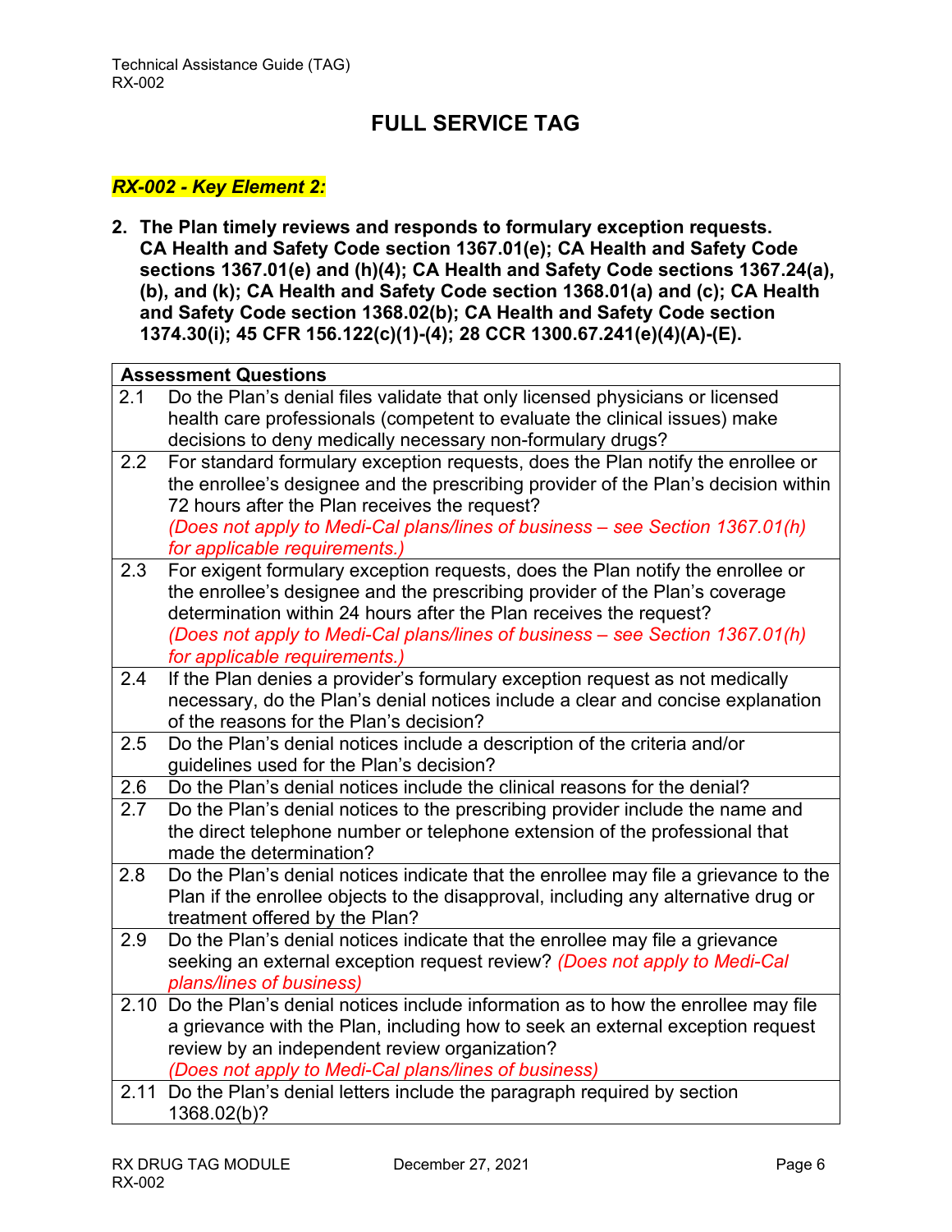# FULL SERVICE TAG

***RX-002 - Key Element 2:***

**2. The Plan timely reviews and responds to formulary exception requests.**
**CA Health and Safety Code section 1367.01(e); CA Health and Safety Code sections 1367.01(e) and (h)(4); CA Health and Safety Code sections 1367.24(a), (b), and (k); CA Health and Safety Code section 1368.01(a) and (c); CA Health and Safety Code section 1368.02(b); CA Health and Safety Code section 1374.30(i); 45 CFR 156.122(c)(1)-(4); 28 CCR 1300.67.241(e)(4)(A)-(E).**

| **Assessment Questions** | |
|---|---|
| 2.1 | Do the Plan's denial files validate that only licensed physicians or licensed health care professionals (competent to evaluate the clinical issues) make decisions to deny medically necessary non-formulary drugs? |
| 2.2 | For standard formulary exception requests, does the Plan notify the enrollee or the enrollee's designee and the prescribing provider of the Plan's decision within 72 hours after the Plan receives the request? *(Does not apply to Medi-Cal plans/lines of business – see Section 1367.01(h) for applicable requirements.)* |
| 2.3 | For exigent formulary exception requests, does the Plan notify the enrollee or the enrollee's designee and the prescribing provider of the Plan's coverage determination within 24 hours after the Plan receives the request? *(Does not apply to Medi-Cal plans/lines of business – see Section 1367.01(h) for applicable requirements.)* |
| 2.4 | If the Plan denies a provider's formulary exception request as not medically necessary, do the Plan's denial notices include a clear and concise explanation of the reasons for the Plan's decision? |
| 2.5 | Do the Plan's denial notices include a description of the criteria and/or guidelines used for the Plan's decision? |
| 2.6 | Do the Plan's denial notices include the clinical reasons for the denial? |
| 2.7 | Do the Plan's denial notices to the prescribing provider include the name and the direct telephone number or telephone extension of the professional that made the determination? |
| 2.8 | Do the Plan's denial notices indicate that the enrollee may file a grievance to the Plan if the enrollee objects to the disapproval, including any alternative drug or treatment offered by the Plan? |
| 2.9 | Do the Plan's denial notices indicate that the enrollee may file a grievance seeking an external exception request review? *(Does not apply to Medi-Cal plans/lines of business)* |
| 2.10 | Do the Plan's denial notices include information as to how the enrollee may file a grievance with the Plan, including how to seek an external exception request review by an independent review organization? *(Does not apply to Medi-Cal plans/lines of business)* |
| 2.11 | Do the Plan's denial letters include the paragraph required by section 1368.02(b)? |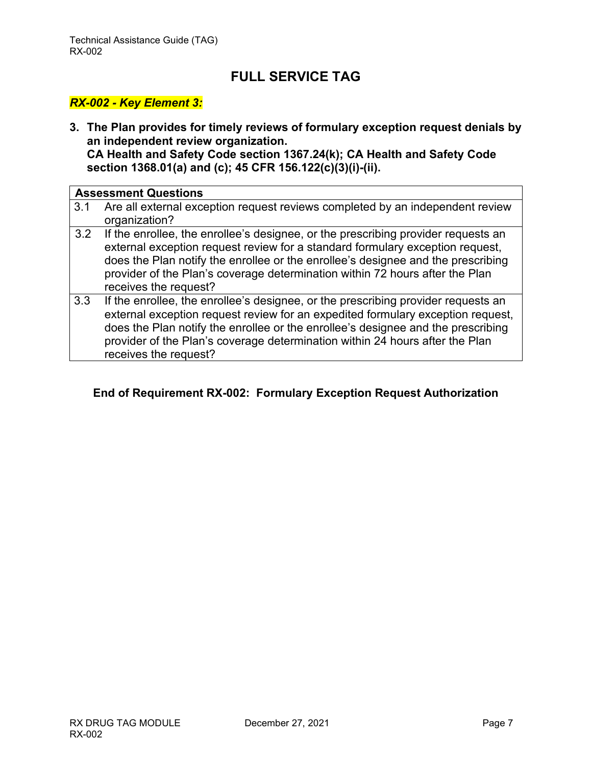# FULL SERVICE TAG

***RX-002 - Key Element 3:***

**3. The Plan provides for timely reviews of formulary exception request denials by an independent review organization.**
**CA Health and Safety Code section 1367.24(k); CA Health and Safety Code section 1368.01(a) and (c); 45 CFR 156.122(c)(3)(i)-(ii).**

| **Assessment Questions** | |
|---|---|
| 3.1 | Are all external exception request reviews completed by an independent review organization? |
| 3.2 | If the enrollee, the enrollee's designee, or the prescribing provider requests an external exception request review for a standard formulary exception request, does the Plan notify the enrollee or the enrollee's designee and the prescribing provider of the Plan's coverage determination within 72 hours after the Plan receives the request? |
| 3.3 | If the enrollee, the enrollee's designee, or the prescribing provider requests an external exception request review for an expedited formulary exception request, does the Plan notify the enrollee or the enrollee's designee and the prescribing provider of the Plan's coverage determination within 24 hours after the Plan receives the request? |

**End of Requirement RX-002: Formulary Exception Request Authorization**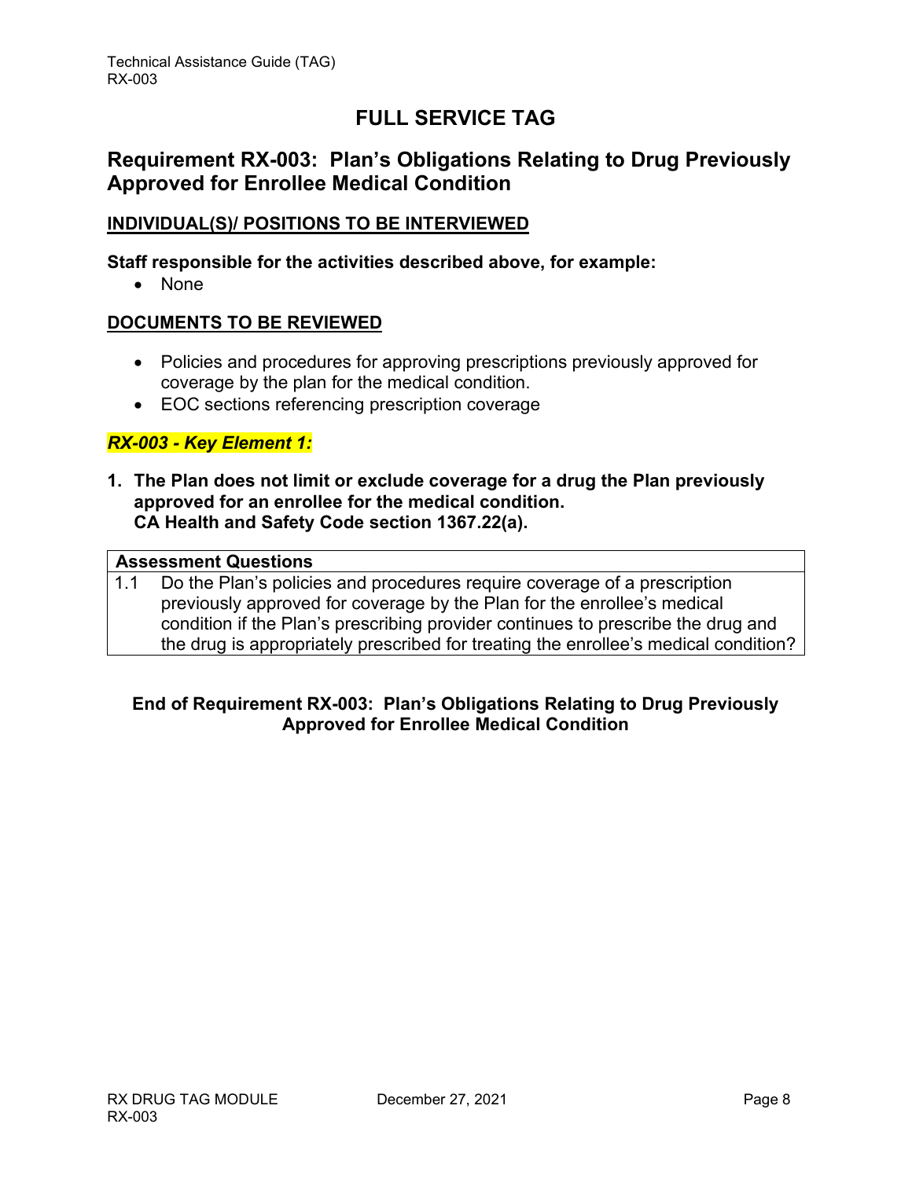# FULL SERVICE TAG

## Requirement RX-003: Plan's Obligations Relating to Drug Previously Approved for Enrollee Medical Condition

### INDIVIDUAL(S)/ POSITIONS TO BE INTERVIEWED

**Staff responsible for the activities described above, for example:**

- None

### DOCUMENTS TO BE REVIEWED

- Policies and procedures for approving prescriptions previously approved for coverage by the plan for the medical condition.
- EOC sections referencing prescription coverage

***RX-003 - Key Element 1:***

**1. The Plan does not limit or exclude coverage for a drug the Plan previously approved for an enrollee for the medical condition.
CA Health and Safety Code section 1367.22(a).**

| **Assessment Questions** | |
|---|---|
| 1.1 | Do the Plan's policies and procedures require coverage of a prescription previously approved for coverage by the Plan for the enrollee's medical condition if the Plan's prescribing provider continues to prescribe the drug and the drug is appropriately prescribed for treating the enrollee's medical condition? |

**End of Requirement RX-003: Plan's Obligations Relating to Drug Previously Approved for Enrollee Medical Condition**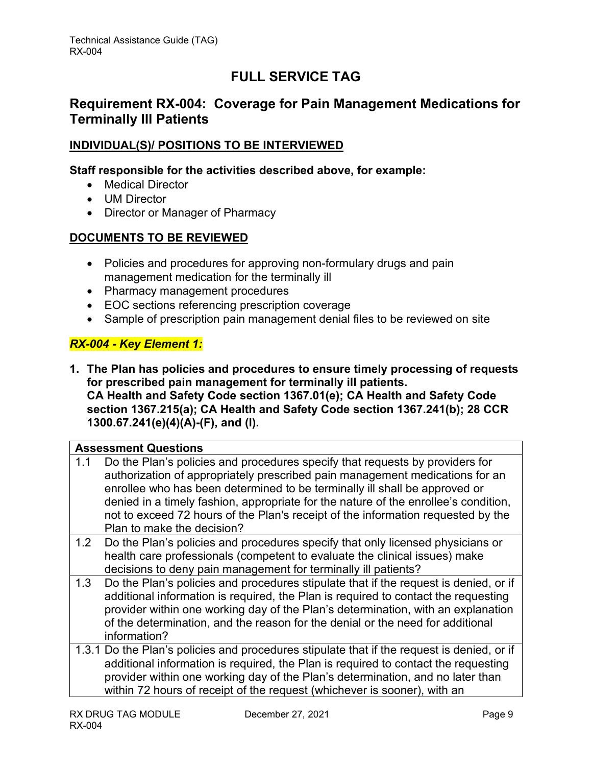# FULL SERVICE TAG

## Requirement RX-004: Coverage for Pain Management Medications for Terminally Ill Patients

### INDIVIDUAL(S)/ POSITIONS TO BE INTERVIEWED

**Staff responsible for the activities described above, for example:**

- Medical Director
- UM Director
- Director or Manager of Pharmacy

### DOCUMENTS TO BE REVIEWED

- Policies and procedures for approving non-formulary drugs and pain management medication for the terminally ill
- Pharmacy management procedures
- EOC sections referencing prescription coverage
- Sample of prescription pain management denial files to be reviewed on site

### *RX-004 - Key Element 1:*

**1. The Plan has policies and procedures to ensure timely processing of requests for prescribed pain management for terminally ill patients. CA Health and Safety Code section 1367.01(e); CA Health and Safety Code section 1367.215(a); CA Health and Safety Code section 1367.241(b); 28 CCR 1300.67.241(e)(4)(A)-(F), and (I).**

| Assessment Questions | |
|---|---|
| 1.1 | Do the Plan's policies and procedures specify that requests by providers for authorization of appropriately prescribed pain management medications for an enrollee who has been determined to be terminally ill shall be approved or denied in a timely fashion, appropriate for the nature of the enrollee's condition, not to exceed 72 hours of the Plan's receipt of the information requested by the Plan to make the decision? |
| 1.2 | Do the Plan's policies and procedures specify that only licensed physicians or health care professionals (competent to evaluate the clinical issues) make decisions to deny pain management for terminally ill patients? |
| 1.3 | Do the Plan's policies and procedures stipulate that if the request is denied, or if additional information is required, the Plan is required to contact the requesting provider within one working day of the Plan's determination, with an explanation of the determination, and the reason for the denial or the need for additional information? |
| 1.3.1 | Do the Plan's policies and procedures stipulate that if the request is denied, or if additional information is required, the Plan is required to contact the requesting provider within one working day of the Plan's determination, and no later than within 72 hours of receipt of the request (whichever is sooner), with an |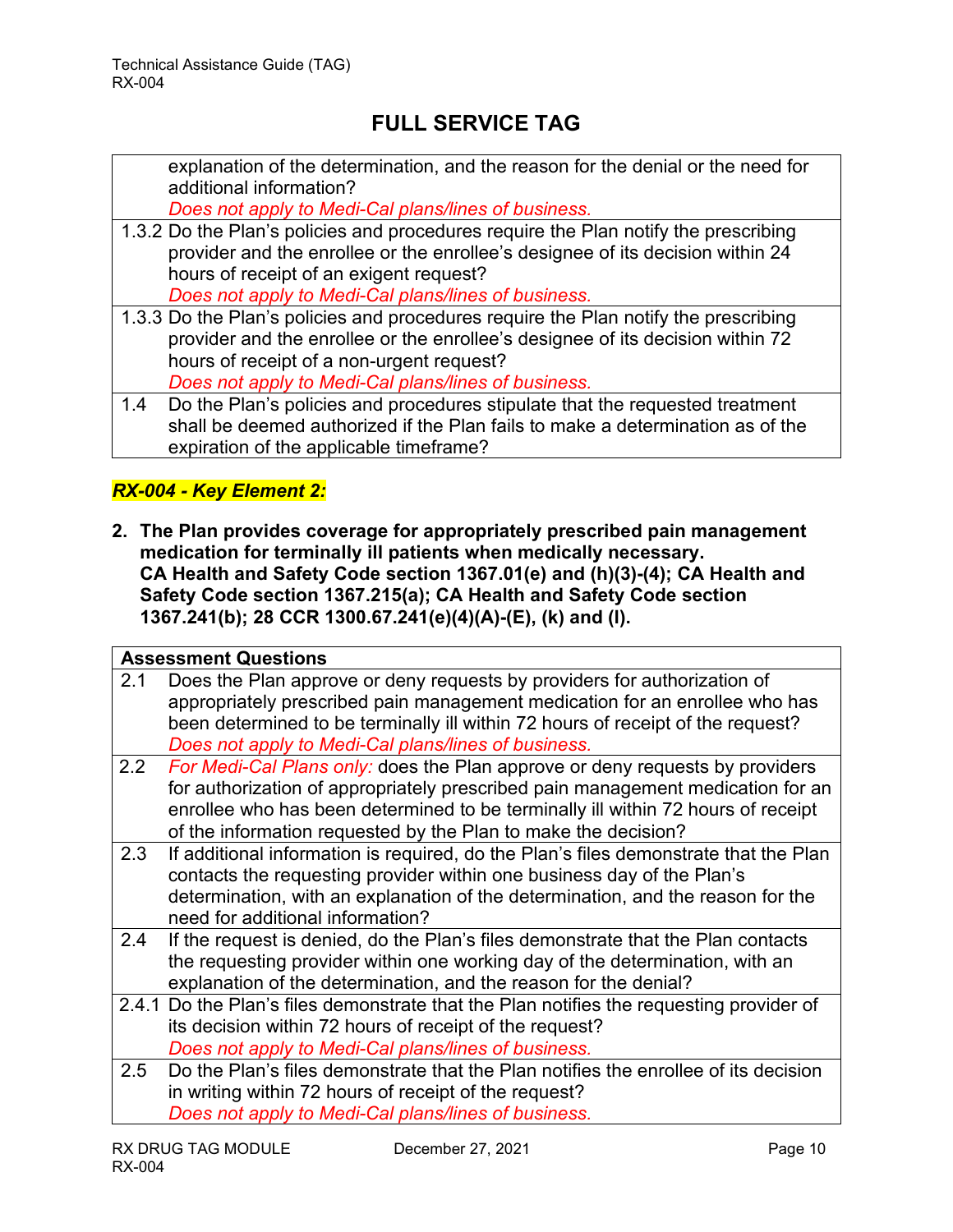# FULL SERVICE TAG

| | |
|---|---|
| | explanation of the determination, and the reason for the denial or the need for additional information? *Does not apply to Medi-Cal plans/lines of business.* |
| 1.3.2 | Do the Plan's policies and procedures require the Plan notify the prescribing provider and the enrollee or the enrollee's designee of its decision within 24 hours of receipt of an exigent request? *Does not apply to Medi-Cal plans/lines of business.* |
| 1.3.3 | Do the Plan's policies and procedures require the Plan notify the prescribing provider and the enrollee or the enrollee's designee of its decision within 72 hours of receipt of a non-urgent request? *Does not apply to Medi-Cal plans/lines of business.* |
| 1.4 | Do the Plan's policies and procedures stipulate that the requested treatment shall be deemed authorized if the Plan fails to make a determination as of the expiration of the applicable timeframe? |

***RX-004 - Key Element 2:***

**2. The Plan provides coverage for appropriately prescribed pain management medication for terminally ill patients when medically necessary. CA Health and Safety Code section 1367.01(e) and (h)(3)-(4); CA Health and Safety Code section 1367.215(a); CA Health and Safety Code section 1367.241(b); 28 CCR 1300.67.241(e)(4)(A)-(E), (k) and (l).**

| **Assessment Questions** | |
|---|---|
| 2.1 | Does the Plan approve or deny requests by providers for authorization of appropriately prescribed pain management medication for an enrollee who has been determined to be terminally ill within 72 hours of receipt of the request? *Does not apply to Medi-Cal plans/lines of business.* |
| 2.2 | *For Medi-Cal Plans only:* does the Plan approve or deny requests by providers for authorization of appropriately prescribed pain management medication for an enrollee who has been determined to be terminally ill within 72 hours of receipt of the information requested by the Plan to make the decision? |
| 2.3 | If additional information is required, do the Plan's files demonstrate that the Plan contacts the requesting provider within one business day of the Plan's determination, with an explanation of the determination, and the reason for the need for additional information? |
| 2.4 | If the request is denied, do the Plan's files demonstrate that the Plan contacts the requesting provider within one working day of the determination, with an explanation of the determination, and the reason for the denial? |
| 2.4.1 | Do the Plan's files demonstrate that the Plan notifies the requesting provider of its decision within 72 hours of receipt of the request? *Does not apply to Medi-Cal plans/lines of business.* |
| 2.5 | Do the Plan's files demonstrate that the Plan notifies the enrollee of its decision in writing within 72 hours of receipt of the request? *Does not apply to Medi-Cal plans/lines of business.* |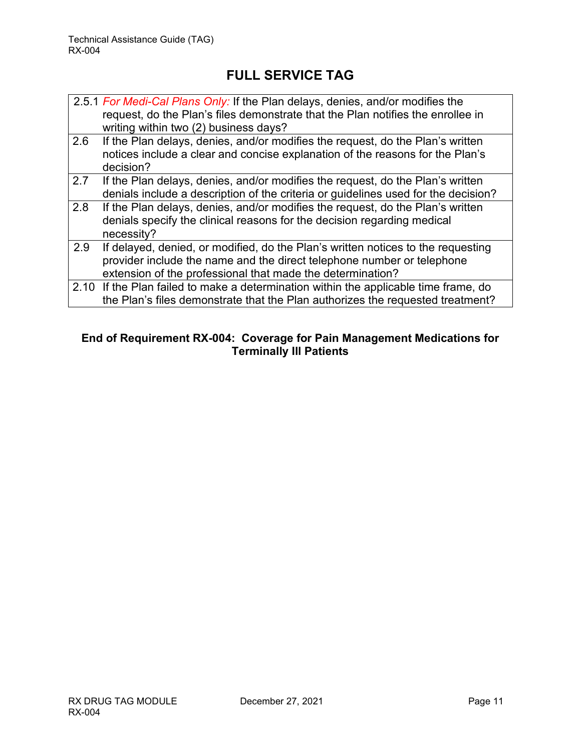## FULL SERVICE TAG

| | |
|---|---|
| 2.5.1 | *For Medi-Cal Plans Only:* If the Plan delays, denies, and/or modifies the request, do the Plan's files demonstrate that the Plan notifies the enrollee in writing within two (2) business days? |
| 2.6 | If the Plan delays, denies, and/or modifies the request, do the Plan's written notices include a clear and concise explanation of the reasons for the Plan's decision? |
| 2.7 | If the Plan delays, denies, and/or modifies the request, do the Plan's written denials include a description of the criteria or guidelines used for the decision? |
| 2.8 | If the Plan delays, denies, and/or modifies the request, do the Plan's written denials specify the clinical reasons for the decision regarding medical necessity? |
| 2.9 | If delayed, denied, or modified, do the Plan's written notices to the requesting provider include the name and the direct telephone number or telephone extension of the professional that made the determination? |
| 2.10 | If the Plan failed to make a determination within the applicable time frame, do the Plan's files demonstrate that the Plan authorizes the requested treatment? |

**End of Requirement RX-004: Coverage for Pain Management Medications for Terminally Ill Patients**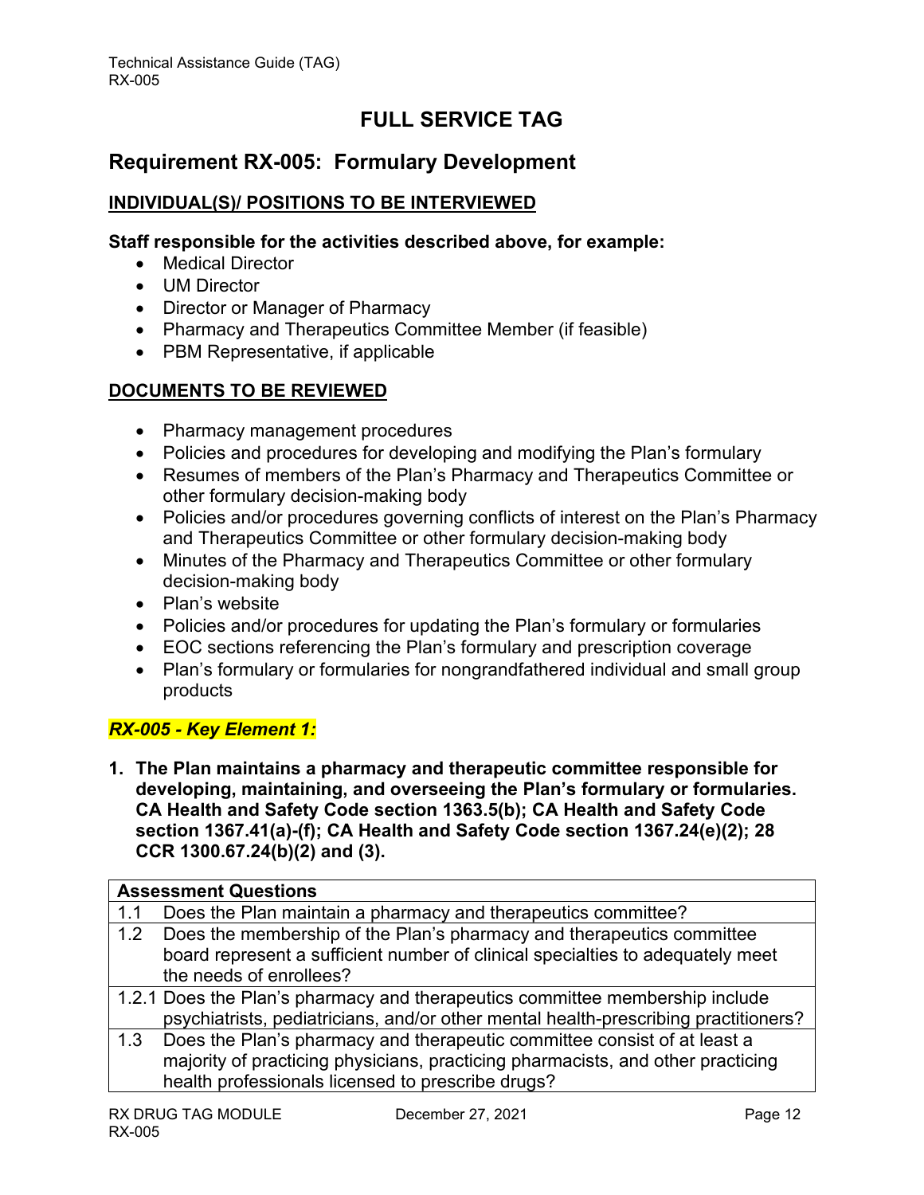# FULL SERVICE TAG

## Requirement RX-005: Formulary Development

### INDIVIDUAL(S)/ POSITIONS TO BE INTERVIEWED

**Staff responsible for the activities described above, for example:**

- Medical Director
- UM Director
- Director or Manager of Pharmacy
- Pharmacy and Therapeutics Committee Member (if feasible)
- PBM Representative, if applicable

### DOCUMENTS TO BE REVIEWED

- Pharmacy management procedures
- Policies and procedures for developing and modifying the Plan's formulary
- Resumes of members of the Plan's Pharmacy and Therapeutics Committee or other formulary decision-making body
- Policies and/or procedures governing conflicts of interest on the Plan's Pharmacy and Therapeutics Committee or other formulary decision-making body
- Minutes of the Pharmacy and Therapeutics Committee or other formulary decision-making body
- Plan's website
- Policies and/or procedures for updating the Plan's formulary or formularies
- EOC sections referencing the Plan's formulary and prescription coverage
- Plan's formulary or formularies for nongrandfathered individual and small group products

***RX-005 - Key Element 1:***

**1. The Plan maintains a pharmacy and therapeutic committee responsible for developing, maintaining, and overseeing the Plan's formulary or formularies. CA Health and Safety Code section 1363.5(b); CA Health and Safety Code section 1367.41(a)-(f); CA Health and Safety Code section 1367.24(e)(2); 28 CCR 1300.67.24(b)(2) and (3).**

| Assessment Questions | |
|---|---|
| 1.1 | Does the Plan maintain a pharmacy and therapeutics committee? |
| 1.2 | Does the membership of the Plan's pharmacy and therapeutics committee board represent a sufficient number of clinical specialties to adequately meet the needs of enrollees? |
| 1.2.1 | Does the Plan's pharmacy and therapeutics committee membership include psychiatrists, pediatricians, and/or other mental health-prescribing practitioners? |
| 1.3 | Does the Plan's pharmacy and therapeutic committee consist of at least a majority of practicing physicians, practicing pharmacists, and other practicing health professionals licensed to prescribe drugs? |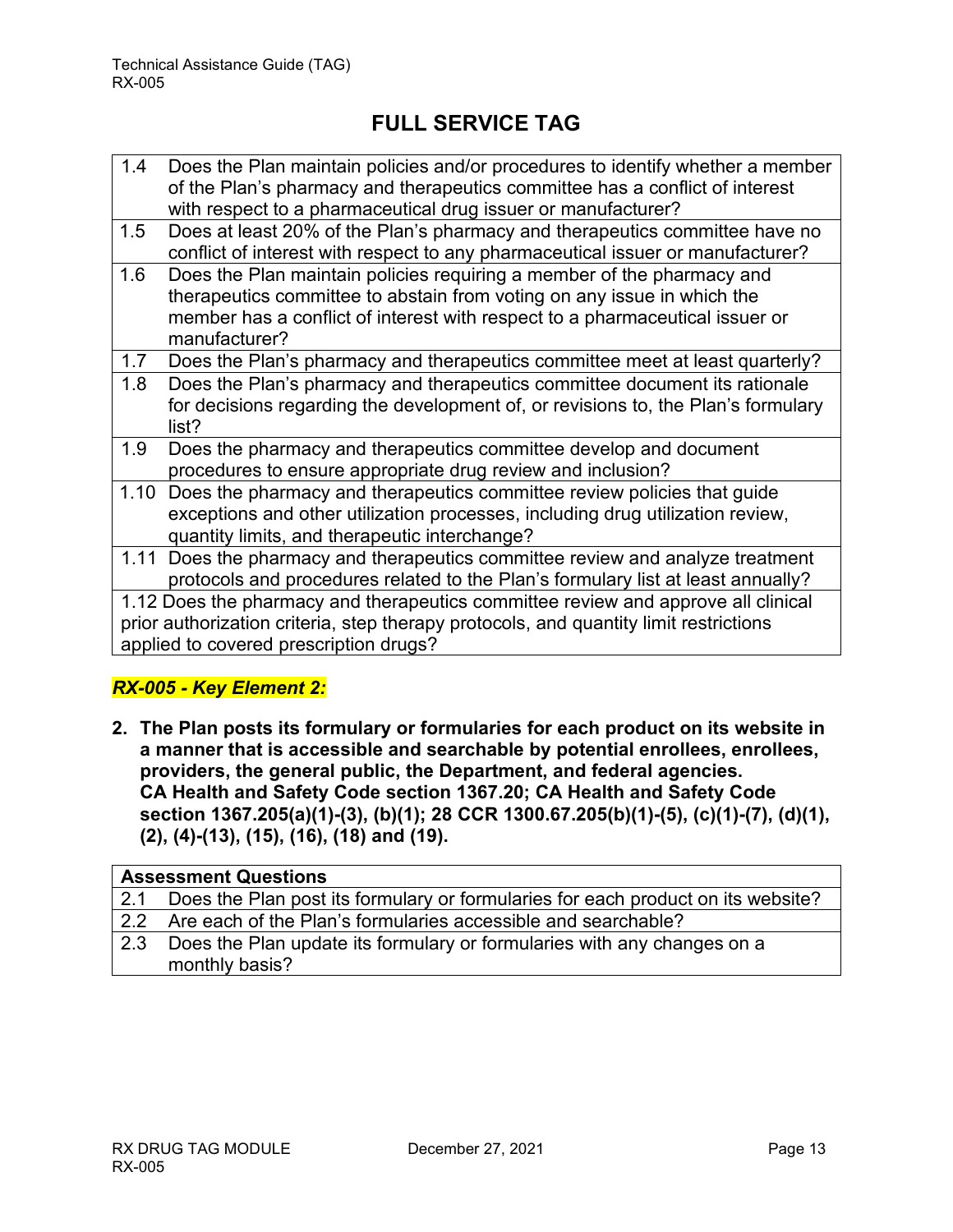## FULL SERVICE TAG

| | |
|---|---|
| 1.4 | Does the Plan maintain policies and/or procedures to identify whether a member of the Plan's pharmacy and therapeutics committee has a conflict of interest with respect to a pharmaceutical drug issuer or manufacturer? |
| 1.5 | Does at least 20% of the Plan's pharmacy and therapeutics committee have no conflict of interest with respect to any pharmaceutical issuer or manufacturer? |
| 1.6 | Does the Plan maintain policies requiring a member of the pharmacy and therapeutics committee to abstain from voting on any issue in which the member has a conflict of interest with respect to a pharmaceutical issuer or manufacturer? |
| 1.7 | Does the Plan's pharmacy and therapeutics committee meet at least quarterly? |
| 1.8 | Does the Plan's pharmacy and therapeutics committee document its rationale for decisions regarding the development of, or revisions to, the Plan's formulary list? |
| 1.9 | Does the pharmacy and therapeutics committee develop and document procedures to ensure appropriate drug review and inclusion? |
| 1.10 | Does the pharmacy and therapeutics committee review policies that guide exceptions and other utilization processes, including drug utilization review, quantity limits, and therapeutic interchange? |
| 1.11 | Does the pharmacy and therapeutics committee review and analyze treatment protocols and procedures related to the Plan's formulary list at least annually? |
| 1.12 | Does the pharmacy and therapeutics committee review and approve all clinical prior authorization criteria, step therapy protocols, and quantity limit restrictions applied to covered prescription drugs? |

***RX-005 - Key Element 2:***

2. **The Plan posts its formulary or formularies for each product on its website in a manner that is accessible and searchable by potential enrollees, enrollees, providers, the general public, the Department, and federal agencies.**
   **CA Health and Safety Code section 1367.20; CA Health and Safety Code section 1367.205(a)(1)-(3), (b)(1); 28 CCR 1300.67.205(b)(1)-(5), (c)(1)-(7), (d)(1), (2), (4)-(13), (15), (16), (18) and (19).**

| **Assessment Questions** | |
|---|---|
| 2.1 | Does the Plan post its formulary or formularies for each product on its website? |
| 2.2 | Are each of the Plan's formularies accessible and searchable? |
| 2.3 | Does the Plan update its formulary or formularies with any changes on a monthly basis? |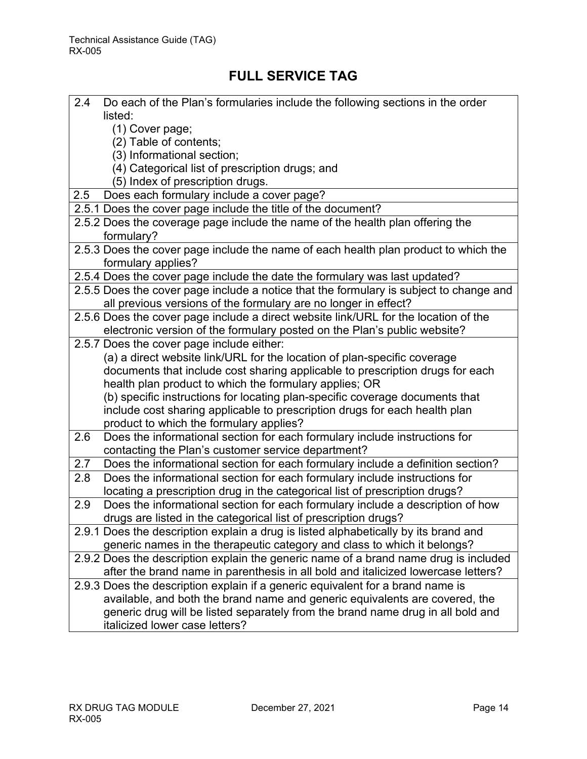# FULL SERVICE TAG

| | |
|---|---|
| 2.4 | Do each of the Plan's formularies include the following sections in the order listed:<br>(1) Cover page;<br>(2) Table of contents;<br>(3) Informational section;<br>(4) Categorical list of prescription drugs; and<br>(5) Index of prescription drugs. |
| 2.5 | Does each formulary include a cover page? |
| 2.5.1 | Does the cover page include the title of the document? |
| 2.5.2 | Does the coverage page include the name of the health plan offering the formulary? |
| 2.5.3 | Does the cover page include the name of each health plan product to which the formulary applies? |
| 2.5.4 | Does the cover page include the date the formulary was last updated? |
| 2.5.5 | Does the cover page include a notice that the formulary is subject to change and all previous versions of the formulary are no longer in effect? |
| 2.5.6 | Does the cover page include a direct website link/URL for the location of the electronic version of the formulary posted on the Plan's public website? |
| 2.5.7 | Does the cover page include either:<br>(a) a direct website link/URL for the location of plan-specific coverage documents that include cost sharing applicable to prescription drugs for each health plan product to which the formulary applies; OR<br>(b) specific instructions for locating plan-specific coverage documents that include cost sharing applicable to prescription drugs for each health plan product to which the formulary applies? |
| 2.6 | Does the informational section for each formulary include instructions for contacting the Plan's customer service department? |
| 2.7 | Does the informational section for each formulary include a definition section? |
| 2.8 | Does the informational section for each formulary include instructions for locating a prescription drug in the categorical list of prescription drugs? |
| 2.9 | Does the informational section for each formulary include a description of how drugs are listed in the categorical list of prescription drugs? |
| 2.9.1 | Does the description explain a drug is listed alphabetically by its brand and generic names in the therapeutic category and class to which it belongs? |
| 2.9.2 | Does the description explain the generic name of a brand name drug is included after the brand name in parenthesis in all bold and italicized lowercase letters? |
| 2.9.3 | Does the description explain if a generic equivalent for a brand name is available, and both the brand name and generic equivalents are covered, the generic drug will be listed separately from the brand name drug in all bold and italicized lower case letters? |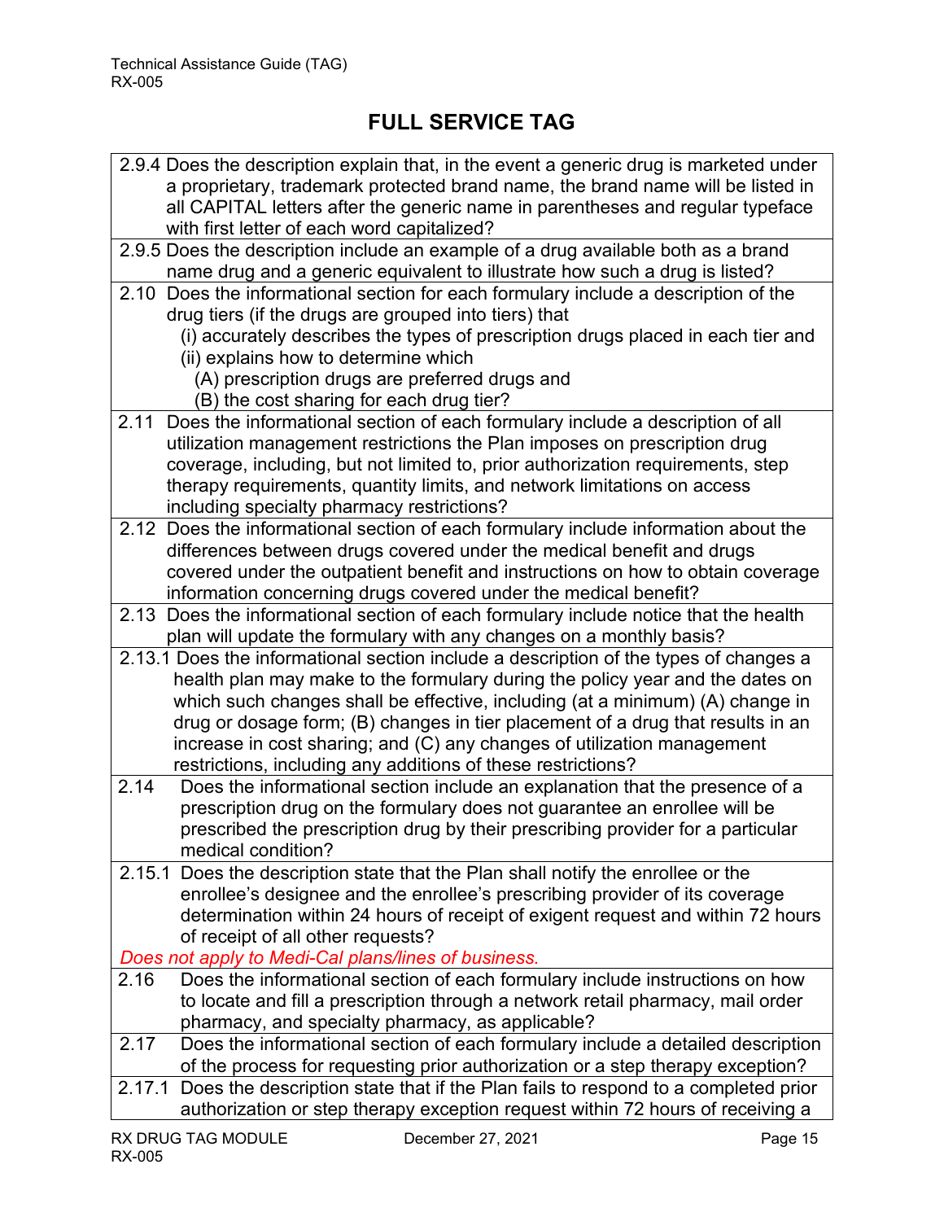## FULL SERVICE TAG

| |
|---|
| 2.9.4 Does the description explain that, in the event a generic drug is marketed under a proprietary, trademark protected brand name, the brand name will be listed in all CAPITAL letters after the generic name in parentheses and regular typeface with first letter of each word capitalized? |
| 2.9.5 Does the description include an example of a drug available both as a brand name drug and a generic equivalent to illustrate how such a drug is listed? |
| 2.10 Does the informational section for each formulary include a description of the drug tiers (if the drugs are grouped into tiers) that<br>(i) accurately describes the types of prescription drugs placed in each tier and<br>(ii) explains how to determine which<br>(A) prescription drugs are preferred drugs and<br>(B) the cost sharing for each drug tier? |
| 2.11 Does the informational section of each formulary include a description of all utilization management restrictions the Plan imposes on prescription drug coverage, including, but not limited to, prior authorization requirements, step therapy requirements, quantity limits, and network limitations on access including specialty pharmacy restrictions? |
| 2.12 Does the informational section of each formulary include information about the differences between drugs covered under the medical benefit and drugs covered under the outpatient benefit and instructions on how to obtain coverage information concerning drugs covered under the medical benefit? |
| 2.13 Does the informational section of each formulary include notice that the health plan will update the formulary with any changes on a monthly basis? |
| 2.13.1 Does the informational section include a description of the types of changes a health plan may make to the formulary during the policy year and the dates on which such changes shall be effective, including (at a minimum) (A) change in drug or dosage form; (B) changes in tier placement of a drug that results in an increase in cost sharing; and (C) any changes of utilization management restrictions, including any additions of these restrictions? |
| 2.14 Does the informational section include an explanation that the presence of a prescription drug on the formulary does not guarantee an enrollee will be prescribed the prescription drug by their prescribing provider for a particular medical condition? |
| 2.15.1 Does the description state that the Plan shall notify the enrollee or the enrollee's designee and the enrollee's prescribing provider of its coverage determination within 24 hours of receipt of exigent request and within 72 hours of receipt of all other requests?<br>*Does not apply to Medi-Cal plans/lines of business.* |
| 2.16 Does the informational section of each formulary include instructions on how to locate and fill a prescription through a network retail pharmacy, mail order pharmacy, and specialty pharmacy, as applicable? |
| 2.17 Does the informational section of each formulary include a detailed description of the process for requesting prior authorization or a step therapy exception? |
| 2.17.1 Does the description state that if the Plan fails to respond to a completed prior authorization or step therapy exception request within 72 hours of receiving a |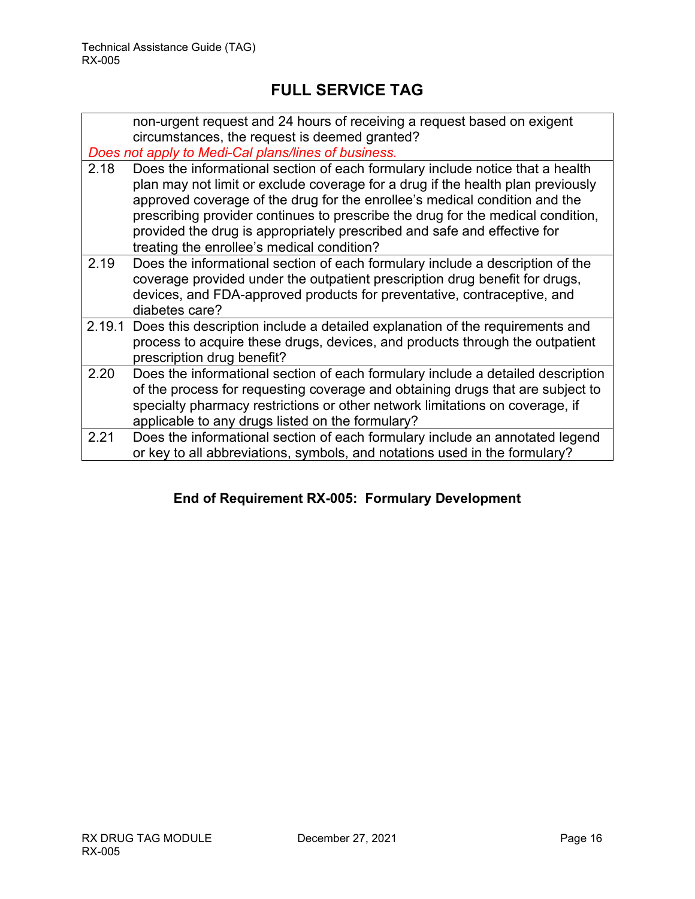## FULL SERVICE TAG

| | |
|---|---|
| | non-urgent request and 24 hours of receiving a request based on exigent circumstances, the request is deemed granted?<br>*Does not apply to Medi-Cal plans/lines of business.* |
| 2.18 | Does the informational section of each formulary include notice that a health plan may not limit or exclude coverage for a drug if the health plan previously approved coverage of the drug for the enrollee's medical condition and the prescribing provider continues to prescribe the drug for the medical condition, provided the drug is appropriately prescribed and safe and effective for treating the enrollee's medical condition? |
| 2.19 | Does the informational section of each formulary include a description of the coverage provided under the outpatient prescription drug benefit for drugs, devices, and FDA-approved products for preventative, contraceptive, and diabetes care? |
| 2.19.1 | Does this description include a detailed explanation of the requirements and process to acquire these drugs, devices, and products through the outpatient prescription drug benefit? |
| 2.20 | Does the informational section of each formulary include a detailed description of the process for requesting coverage and obtaining drugs that are subject to specialty pharmacy restrictions or other network limitations on coverage, if applicable to any drugs listed on the formulary? |
| 2.21 | Does the informational section of each formulary include an annotated legend or key to all abbreviations, symbols, and notations used in the formulary? |

**End of Requirement RX-005: Formulary Development**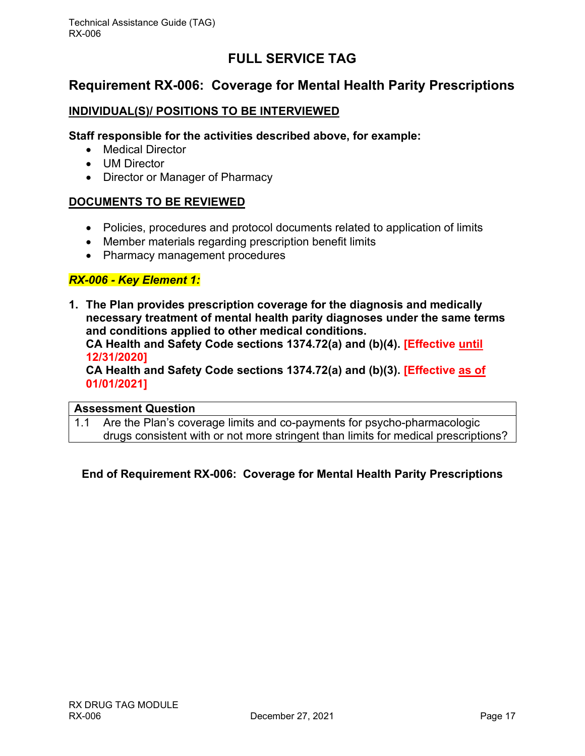# FULL SERVICE TAG

## Requirement RX-006: Coverage for Mental Health Parity Prescriptions

### INDIVIDUAL(S)/ POSITIONS TO BE INTERVIEWED

**Staff responsible for the activities described above, for example:**

- Medical Director
- UM Director
- Director or Manager of Pharmacy

### DOCUMENTS TO BE REVIEWED

- Policies, procedures and protocol documents related to application of limits
- Member materials regarding prescription benefit limits
- Pharmacy management procedures

***RX-006 - Key Element 1:***

1. **The Plan provides prescription coverage for the diagnosis and medically necessary treatment of mental health parity diagnoses under the same terms and conditions applied to other medical conditions.**
   **CA Health and Safety Code sections 1374.72(a) and (b)(4). [Effective until 12/31/2020]**
   **CA Health and Safety Code sections 1374.72(a) and (b)(3). [Effective as of 01/01/2021]**

| **Assessment Question** |
|---|
| 1.1 Are the Plan's coverage limits and co-payments for psycho-pharmacologic drugs consistent with or not more stringent than limits for medical prescriptions? |

**End of Requirement RX-006: Coverage for Mental Health Parity Prescriptions**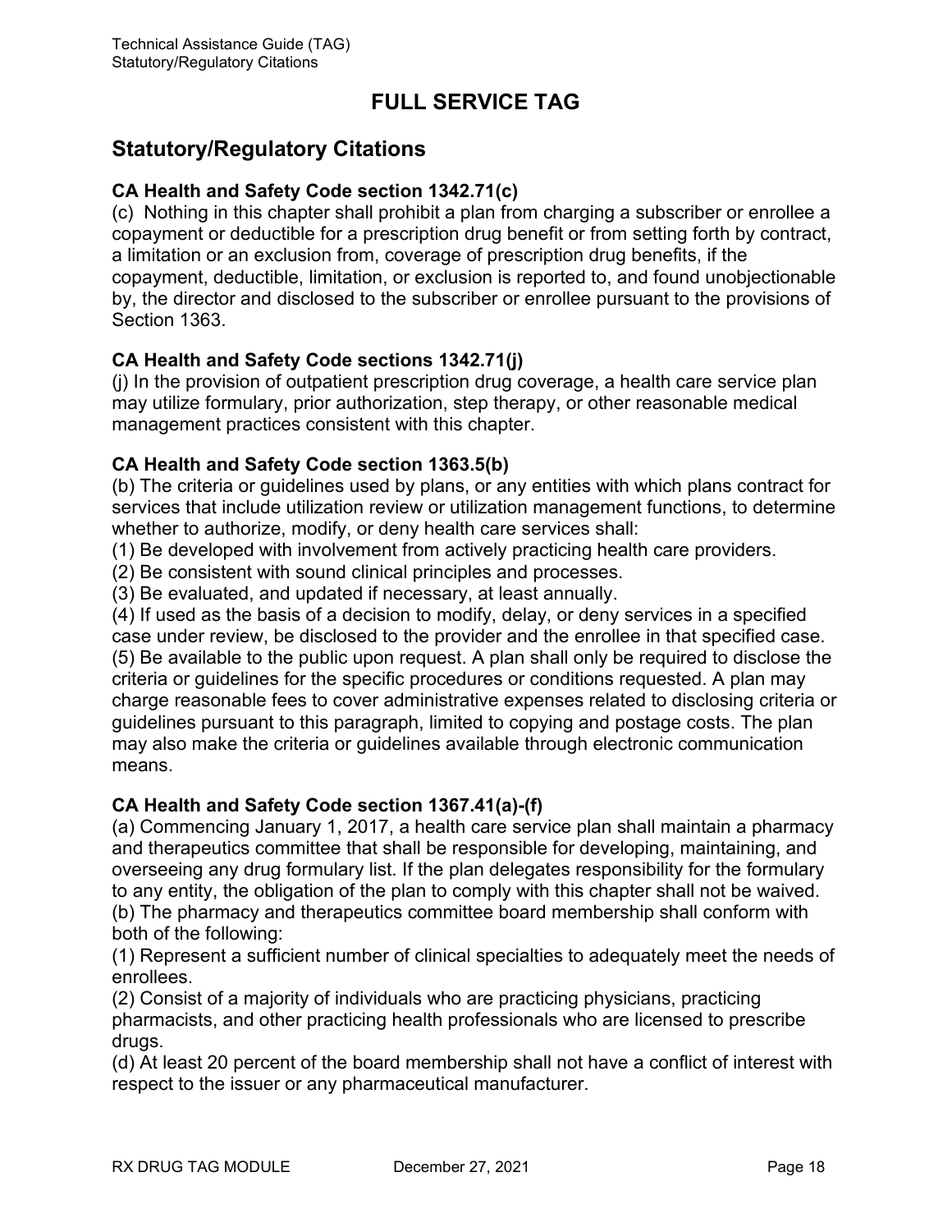# FULL SERVICE TAG

## Statutory/Regulatory Citations

### CA Health and Safety Code section 1342.71(c)

(c) Nothing in this chapter shall prohibit a plan from charging a subscriber or enrollee a copayment or deductible for a prescription drug benefit or from setting forth by contract, a limitation or an exclusion from, coverage of prescription drug benefits, if the copayment, deductible, limitation, or exclusion is reported to, and found unobjectionable by, the director and disclosed to the subscriber or enrollee pursuant to the provisions of Section 1363.

### CA Health and Safety Code sections 1342.71(j)

(j) In the provision of outpatient prescription drug coverage, a health care service plan may utilize formulary, prior authorization, step therapy, or other reasonable medical management practices consistent with this chapter.

### CA Health and Safety Code section 1363.5(b)

(b) The criteria or guidelines used by plans, or any entities with which plans contract for services that include utilization review or utilization management functions, to determine whether to authorize, modify, or deny health care services shall:

(1) Be developed with involvement from actively practicing health care providers.

(2) Be consistent with sound clinical principles and processes.

(3) Be evaluated, and updated if necessary, at least annually.

(4) If used as the basis of a decision to modify, delay, or deny services in a specified case under review, be disclosed to the provider and the enrollee in that specified case.

(5) Be available to the public upon request. A plan shall only be required to disclose the criteria or guidelines for the specific procedures or conditions requested. A plan may charge reasonable fees to cover administrative expenses related to disclosing criteria or guidelines pursuant to this paragraph, limited to copying and postage costs. The plan may also make the criteria or guidelines available through electronic communication means.

### CA Health and Safety Code section 1367.41(a)-(f)

(a) Commencing January 1, 2017, a health care service plan shall maintain a pharmacy and therapeutics committee that shall be responsible for developing, maintaining, and overseeing any drug formulary list. If the plan delegates responsibility for the formulary to any entity, the obligation of the plan to comply with this chapter shall not be waived.

(b) The pharmacy and therapeutics committee board membership shall conform with both of the following:

(1) Represent a sufficient number of clinical specialties to adequately meet the needs of enrollees.

(2) Consist of a majority of individuals who are practicing physicians, practicing pharmacists, and other practicing health professionals who are licensed to prescribe drugs.

(d) At least 20 percent of the board membership shall not have a conflict of interest with respect to the issuer or any pharmaceutical manufacturer.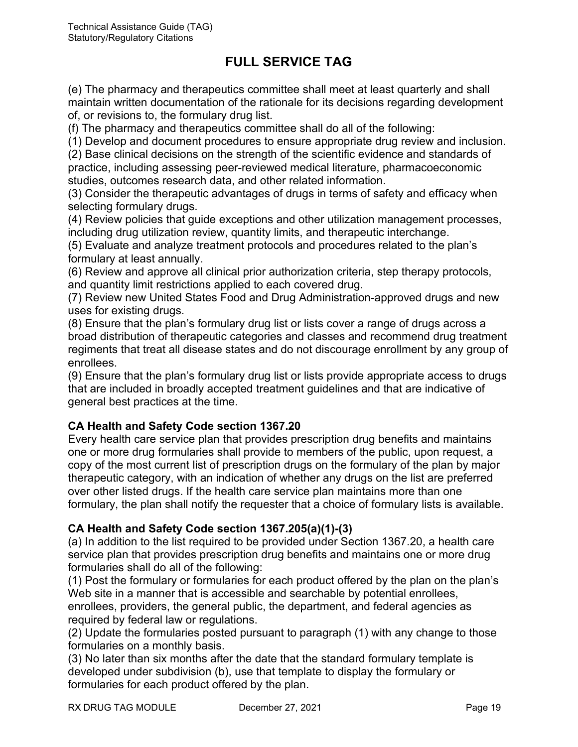# FULL SERVICE TAG

(e) The pharmacy and therapeutics committee shall meet at least quarterly and shall maintain written documentation of the rationale for its decisions regarding development of, or revisions to, the formulary drug list.

(f) The pharmacy and therapeutics committee shall do all of the following:

(1) Develop and document procedures to ensure appropriate drug review and inclusion.

(2) Base clinical decisions on the strength of the scientific evidence and standards of practice, including assessing peer-reviewed medical literature, pharmacoeconomic studies, outcomes research data, and other related information.

(3) Consider the therapeutic advantages of drugs in terms of safety and efficacy when selecting formulary drugs.

(4) Review policies that guide exceptions and other utilization management processes, including drug utilization review, quantity limits, and therapeutic interchange.

(5) Evaluate and analyze treatment protocols and procedures related to the plan's formulary at least annually.

(6) Review and approve all clinical prior authorization criteria, step therapy protocols, and quantity limit restrictions applied to each covered drug.

(7) Review new United States Food and Drug Administration-approved drugs and new uses for existing drugs.

(8) Ensure that the plan's formulary drug list or lists cover a range of drugs across a broad distribution of therapeutic categories and classes and recommend drug treatment regiments that treat all disease states and do not discourage enrollment by any group of enrollees.

(9) Ensure that the plan's formulary drug list or lists provide appropriate access to drugs that are included in broadly accepted treatment guidelines and that are indicative of general best practices at the time.

**CA Health and Safety Code section 1367.20**

Every health care service plan that provides prescription drug benefits and maintains one or more drug formularies shall provide to members of the public, upon request, a copy of the most current list of prescription drugs on the formulary of the plan by major therapeutic category, with an indication of whether any drugs on the list are preferred over other listed drugs. If the health care service plan maintains more than one formulary, the plan shall notify the requester that a choice of formulary lists is available.

**CA Health and Safety Code section 1367.205(a)(1)-(3)**

(a) In addition to the list required to be provided under Section 1367.20, a health care service plan that provides prescription drug benefits and maintains one or more drug formularies shall do all of the following:

(1) Post the formulary or formularies for each product offered by the plan on the plan's Web site in a manner that is accessible and searchable by potential enrollees, enrollees, providers, the general public, the department, and federal agencies as required by federal law or regulations.

(2) Update the formularies posted pursuant to paragraph (1) with any change to those formularies on a monthly basis.

(3) No later than six months after the date that the standard formulary template is developed under subdivision (b), use that template to display the formulary or formularies for each product offered by the plan.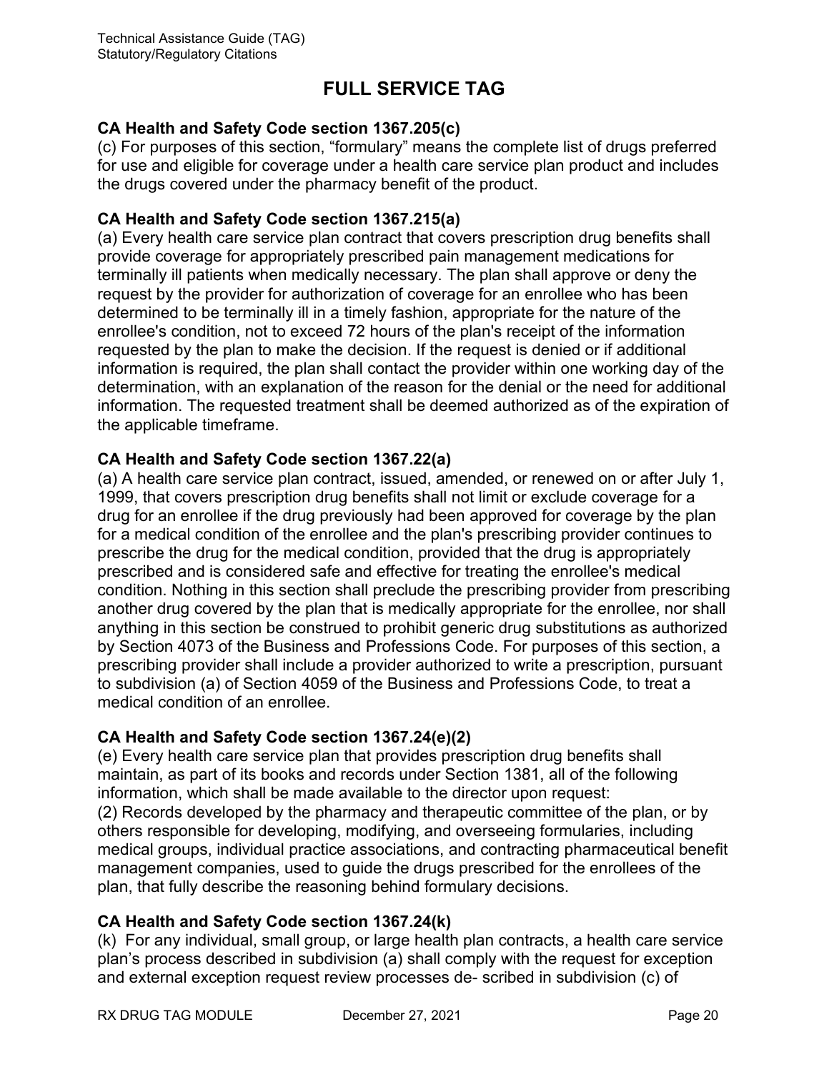# FULL SERVICE TAG

**CA Health and Safety Code section 1367.205(c)**

(c) For purposes of this section, "formulary" means the complete list of drugs preferred for use and eligible for coverage under a health care service plan product and includes the drugs covered under the pharmacy benefit of the product.

**CA Health and Safety Code section 1367.215(a)**

(a) Every health care service plan contract that covers prescription drug benefits shall provide coverage for appropriately prescribed pain management medications for terminally ill patients when medically necessary. The plan shall approve or deny the request by the provider for authorization of coverage for an enrollee who has been determined to be terminally ill in a timely fashion, appropriate for the nature of the enrollee's condition, not to exceed 72 hours of the plan's receipt of the information requested by the plan to make the decision. If the request is denied or if additional information is required, the plan shall contact the provider within one working day of the determination, with an explanation of the reason for the denial or the need for additional information. The requested treatment shall be deemed authorized as of the expiration of the applicable timeframe.

**CA Health and Safety Code section 1367.22(a)**

(a) A health care service plan contract, issued, amended, or renewed on or after July 1, 1999, that covers prescription drug benefits shall not limit or exclude coverage for a drug for an enrollee if the drug previously had been approved for coverage by the plan for a medical condition of the enrollee and the plan's prescribing provider continues to prescribe the drug for the medical condition, provided that the drug is appropriately prescribed and is considered safe and effective for treating the enrollee's medical condition. Nothing in this section shall preclude the prescribing provider from prescribing another drug covered by the plan that is medically appropriate for the enrollee, nor shall anything in this section be construed to prohibit generic drug substitutions as authorized by Section 4073 of the Business and Professions Code. For purposes of this section, a prescribing provider shall include a provider authorized to write a prescription, pursuant to subdivision (a) of Section 4059 of the Business and Professions Code, to treat a medical condition of an enrollee.

**CA Health and Safety Code section 1367.24(e)(2)**

(e) Every health care service plan that provides prescription drug benefits shall maintain, as part of its books and records under Section 1381, all of the following information, which shall be made available to the director upon request:

(2) Records developed by the pharmacy and therapeutic committee of the plan, or by others responsible for developing, modifying, and overseeing formularies, including medical groups, individual practice associations, and contracting pharmaceutical benefit management companies, used to guide the drugs prescribed for the enrollees of the plan, that fully describe the reasoning behind formulary decisions.

**CA Health and Safety Code section 1367.24(k)**

(k) For any individual, small group, or large health plan contracts, a health care service plan's process described in subdivision (a) shall comply with the request for exception and external exception request review processes de- scribed in subdivision (c) of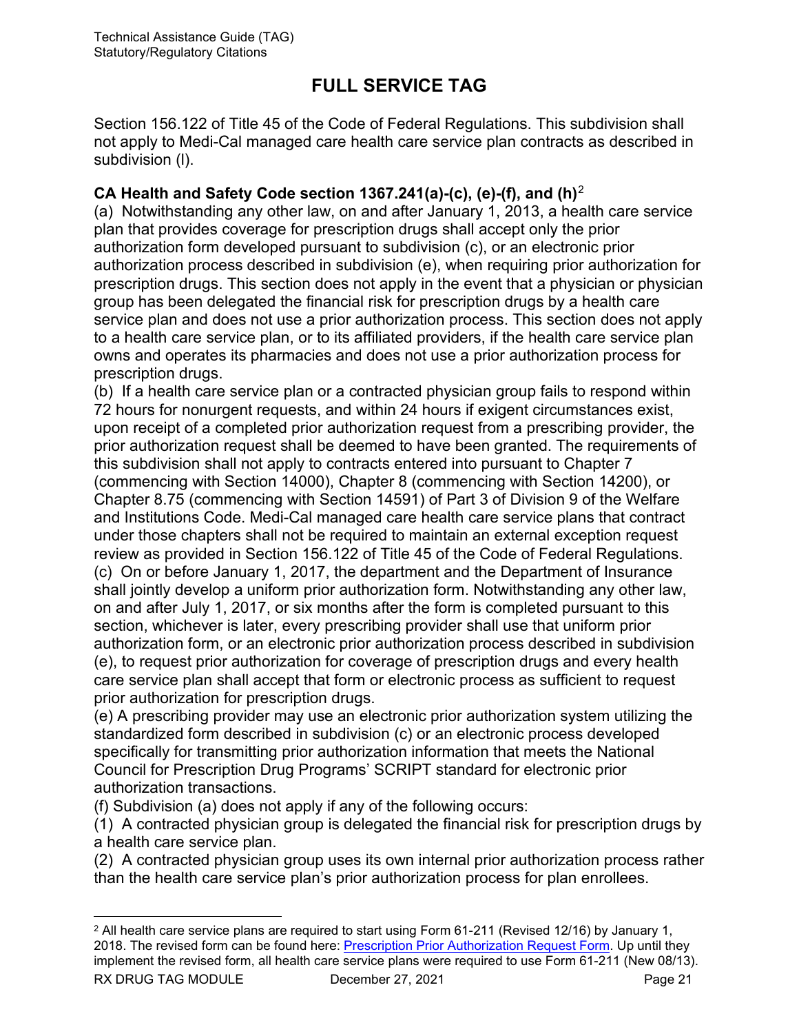Section 156.122 of Title 45 of the Code of Federal Regulations. This subdivision shall not apply to Medi-Cal managed care health care service plan contracts as described in subdivision (l).

**CA Health and Safety Code section 1367.241(a)-(c), (e)-(f), and (h)**[2]

(a) Notwithstanding any other law, on and after January 1, 2013, a health care service plan that provides coverage for prescription drugs shall accept only the prior authorization form developed pursuant to subdivision (c), or an electronic prior authorization process described in subdivision (e), when requiring prior authorization for prescription drugs. This section does not apply in the event that a physician or physician group has been delegated the financial risk for prescription drugs by a health care service plan and does not use a prior authorization process. This section does not apply to a health care service plan, or to its affiliated providers, if the health care service plan owns and operates its pharmacies and does not use a prior authorization process for prescription drugs.

(b) If a health care service plan or a contracted physician group fails to respond within 72 hours for nonurgent requests, and within 24 hours if exigent circumstances exist, upon receipt of a completed prior authorization request from a prescribing provider, the prior authorization request shall be deemed to have been granted. The requirements of this subdivision shall not apply to contracts entered into pursuant to Chapter 7 (commencing with Section 14000), Chapter 8 (commencing with Section 14200), or Chapter 8.75 (commencing with Section 14591) of Part 3 of Division 9 of the Welfare and Institutions Code. Medi-Cal managed care health care service plans that contract under those chapters shall not be required to maintain an external exception request review as provided in Section 156.122 of Title 45 of the Code of Federal Regulations.

(c) On or before January 1, 2017, the department and the Department of Insurance shall jointly develop a uniform prior authorization form. Notwithstanding any other law, on and after July 1, 2017, or six months after the form is completed pursuant to this section, whichever is later, every prescribing provider shall use that uniform prior authorization form, or an electronic prior authorization process described in subdivision (e), to request prior authorization for coverage of prescription drugs and every health care service plan shall accept that form or electronic process as sufficient to request prior authorization for prescription drugs.

(e) A prescribing provider may use an electronic prior authorization system utilizing the standardized form described in subdivision (c) or an electronic process developed specifically for transmitting prior authorization information that meets the National Council for Prescription Drug Programs' SCRIPT standard for electronic prior authorization transactions.

(f) Subdivision (a) does not apply if any of the following occurs:

(1) A contracted physician group is delegated the financial risk for prescription drugs by a health care service plan.

(2) A contracted physician group uses its own internal prior authorization process rather than the health care service plan's prior authorization process for plan enrollees.

---

[2] All health care service plans are required to start using Form 61-211 (Revised 12/16) by January 1, 2018. The revised form can be found here: Prescription Prior Authorization Request Form. Up until they implement the revised form, all health care service plans were required to use Form 61-211 (New 08/13).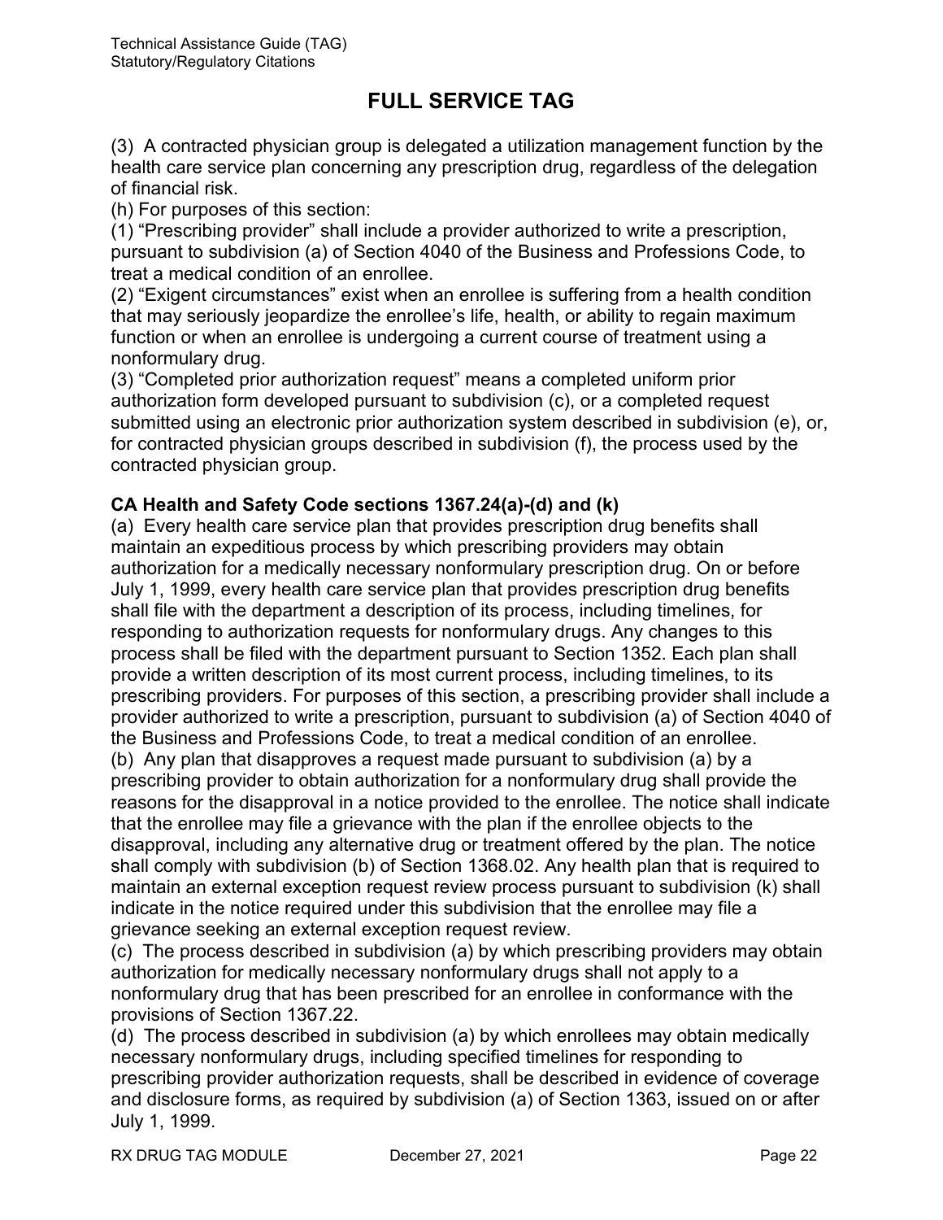## FULL SERVICE TAG

(3) A contracted physician group is delegated a utilization management function by the health care service plan concerning any prescription drug, regardless of the delegation of financial risk.

(h) For purposes of this section:

(1) "Prescribing provider" shall include a provider authorized to write a prescription, pursuant to subdivision (a) of Section 4040 of the Business and Professions Code, to treat a medical condition of an enrollee.

(2) "Exigent circumstances" exist when an enrollee is suffering from a health condition that may seriously jeopardize the enrollee's life, health, or ability to regain maximum function or when an enrollee is undergoing a current course of treatment using a nonformulary drug.

(3) "Completed prior authorization request" means a completed uniform prior authorization form developed pursuant to subdivision (c), or a completed request submitted using an electronic prior authorization system described in subdivision (e), or, for contracted physician groups described in subdivision (f), the process used by the contracted physician group.

**CA Health and Safety Code sections 1367.24(a)-(d) and (k)**

(a) Every health care service plan that provides prescription drug benefits shall maintain an expeditious process by which prescribing providers may obtain authorization for a medically necessary nonformulary prescription drug. On or before July 1, 1999, every health care service plan that provides prescription drug benefits shall file with the department a description of its process, including timelines, for responding to authorization requests for nonformulary drugs. Any changes to this process shall be filed with the department pursuant to Section 1352. Each plan shall provide a written description of its most current process, including timelines, to its prescribing providers. For purposes of this section, a prescribing provider shall include a provider authorized to write a prescription, pursuant to subdivision (a) of Section 4040 of the Business and Professions Code, to treat a medical condition of an enrollee.

(b) Any plan that disapproves a request made pursuant to subdivision (a) by a prescribing provider to obtain authorization for a nonformulary drug shall provide the reasons for the disapproval in a notice provided to the enrollee. The notice shall indicate that the enrollee may file a grievance with the plan if the enrollee objects to the disapproval, including any alternative drug or treatment offered by the plan. The notice shall comply with subdivision (b) of Section 1368.02. Any health plan that is required to maintain an external exception request review process pursuant to subdivision (k) shall indicate in the notice required under this subdivision that the enrollee may file a grievance seeking an external exception request review.

(c) The process described in subdivision (a) by which prescribing providers may obtain authorization for medically necessary nonformulary drugs shall not apply to a nonformulary drug that has been prescribed for an enrollee in conformance with the provisions of Section 1367.22.

(d) The process described in subdivision (a) by which enrollees may obtain medically necessary nonformulary drugs, including specified timelines for responding to prescribing provider authorization requests, shall be described in evidence of coverage and disclosure forms, as required by subdivision (a) of Section 1363, issued on or after July 1, 1999.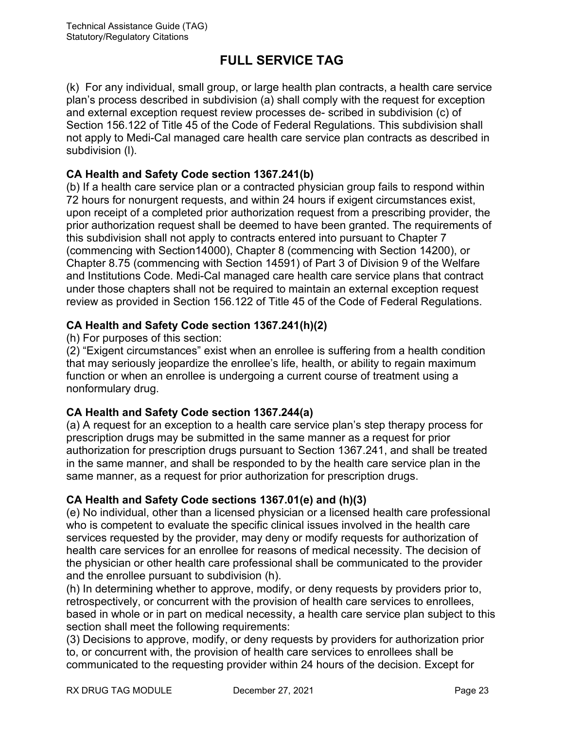# FULL SERVICE TAG

(k) For any individual, small group, or large health plan contracts, a health care service plan's process described in subdivision (a) shall comply with the request for exception and external exception request review processes de- scribed in subdivision (c) of Section 156.122 of Title 45 of the Code of Federal Regulations. This subdivision shall not apply to Medi-Cal managed care health care service plan contracts as described in subdivision (l).

**CA Health and Safety Code section 1367.241(b)**

(b) If a health care service plan or a contracted physician group fails to respond within 72 hours for nonurgent requests, and within 24 hours if exigent circumstances exist, upon receipt of a completed prior authorization request from a prescribing provider, the prior authorization request shall be deemed to have been granted. The requirements of this subdivision shall not apply to contracts entered into pursuant to Chapter 7 (commencing with Section14000), Chapter 8 (commencing with Section 14200), or Chapter 8.75 (commencing with Section 14591) of Part 3 of Division 9 of the Welfare and Institutions Code. Medi-Cal managed care health care service plans that contract under those chapters shall not be required to maintain an external exception request review as provided in Section 156.122 of Title 45 of the Code of Federal Regulations.

**CA Health and Safety Code section 1367.241(h)(2)**

(h) For purposes of this section:
(2) "Exigent circumstances" exist when an enrollee is suffering from a health condition that may seriously jeopardize the enrollee's life, health, or ability to regain maximum function or when an enrollee is undergoing a current course of treatment using a nonformulary drug.

**CA Health and Safety Code section 1367.244(a)**

(a) A request for an exception to a health care service plan's step therapy process for prescription drugs may be submitted in the same manner as a request for prior authorization for prescription drugs pursuant to Section 1367.241, and shall be treated in the same manner, and shall be responded to by the health care service plan in the same manner, as a request for prior authorization for prescription drugs.

**CA Health and Safety Code sections 1367.01(e) and (h)(3)**

(e) No individual, other than a licensed physician or a licensed health care professional who is competent to evaluate the specific clinical issues involved in the health care services requested by the provider, may deny or modify requests for authorization of health care services for an enrollee for reasons of medical necessity. The decision of the physician or other health care professional shall be communicated to the provider and the enrollee pursuant to subdivision (h).
(h) In determining whether to approve, modify, or deny requests by providers prior to, retrospectively, or concurrent with the provision of health care services to enrollees, based in whole or in part on medical necessity, a health care service plan subject to this section shall meet the following requirements:
(3) Decisions to approve, modify, or deny requests by providers for authorization prior to, or concurrent with, the provision of health care services to enrollees shall be communicated to the requesting provider within 24 hours of the decision. Except for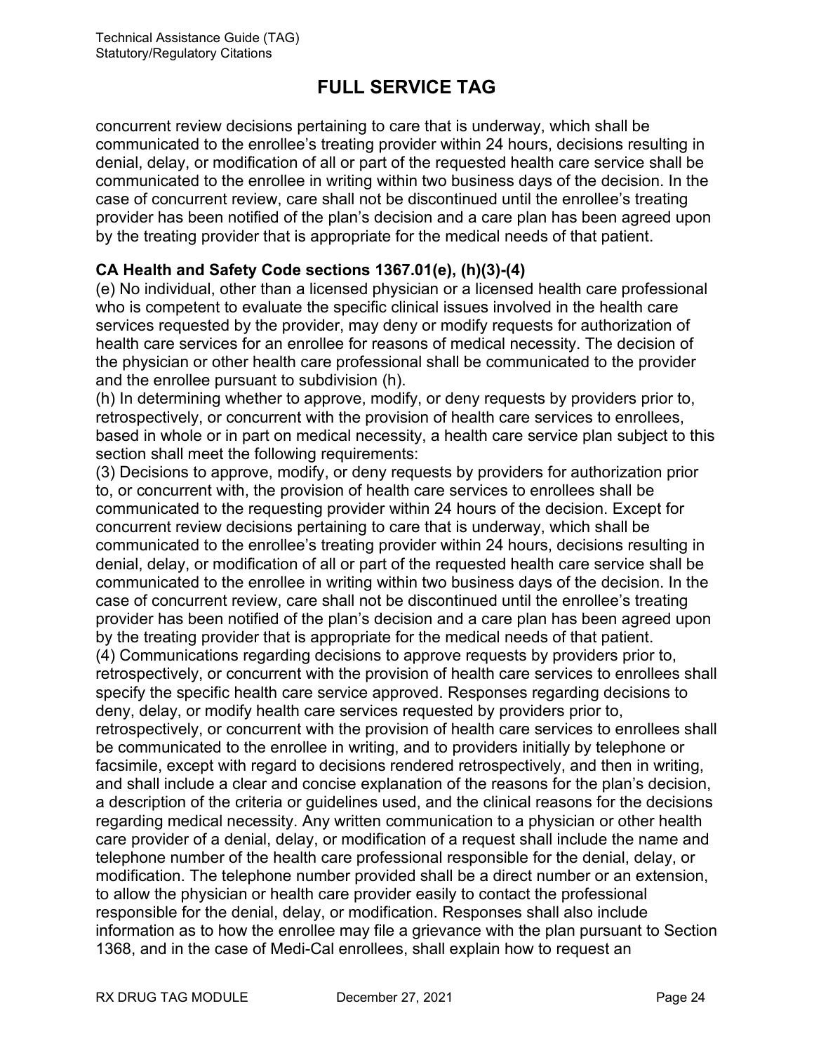concurrent review decisions pertaining to care that is underway, which shall be communicated to the enrollee's treating provider within 24 hours, decisions resulting in denial, delay, or modification of all or part of the requested health care service shall be communicated to the enrollee in writing within two business days of the decision. In the case of concurrent review, care shall not be discontinued until the enrollee's treating provider has been notified of the plan's decision and a care plan has been agreed upon by the treating provider that is appropriate for the medical needs of that patient.

**CA Health and Safety Code sections 1367.01(e), (h)(3)-(4)**

(e) No individual, other than a licensed physician or a licensed health care professional who is competent to evaluate the specific clinical issues involved in the health care services requested by the provider, may deny or modify requests for authorization of health care services for an enrollee for reasons of medical necessity. The decision of the physician or other health care professional shall be communicated to the provider and the enrollee pursuant to subdivision (h).

(h) In determining whether to approve, modify, or deny requests by providers prior to, retrospectively, or concurrent with the provision of health care services to enrollees, based in whole or in part on medical necessity, a health care service plan subject to this section shall meet the following requirements:

(3) Decisions to approve, modify, or deny requests by providers for authorization prior to, or concurrent with, the provision of health care services to enrollees shall be communicated to the requesting provider within 24 hours of the decision. Except for concurrent review decisions pertaining to care that is underway, which shall be communicated to the enrollee's treating provider within 24 hours, decisions resulting in denial, delay, or modification of all or part of the requested health care service shall be communicated to the enrollee in writing within two business days of the decision. In the case of concurrent review, care shall not be discontinued until the enrollee's treating provider has been notified of the plan's decision and a care plan has been agreed upon by the treating provider that is appropriate for the medical needs of that patient.

(4) Communications regarding decisions to approve requests by providers prior to, retrospectively, or concurrent with the provision of health care services to enrollees shall specify the specific health care service approved. Responses regarding decisions to deny, delay, or modify health care services requested by providers prior to, retrospectively, or concurrent with the provision of health care services to enrollees shall be communicated to the enrollee in writing, and to providers initially by telephone or facsimile, except with regard to decisions rendered retrospectively, and then in writing, and shall include a clear and concise explanation of the reasons for the plan's decision, a description of the criteria or guidelines used, and the clinical reasons for the decisions regarding medical necessity. Any written communication to a physician or other health care provider of a denial, delay, or modification of a request shall include the name and telephone number of the health care professional responsible for the denial, delay, or modification. The telephone number provided shall be a direct number or an extension, to allow the physician or health care provider easily to contact the professional responsible for the denial, delay, or modification. Responses shall also include information as to how the enrollee may file a grievance with the plan pursuant to Section 1368, and in the case of Medi-Cal enrollees, shall explain how to request an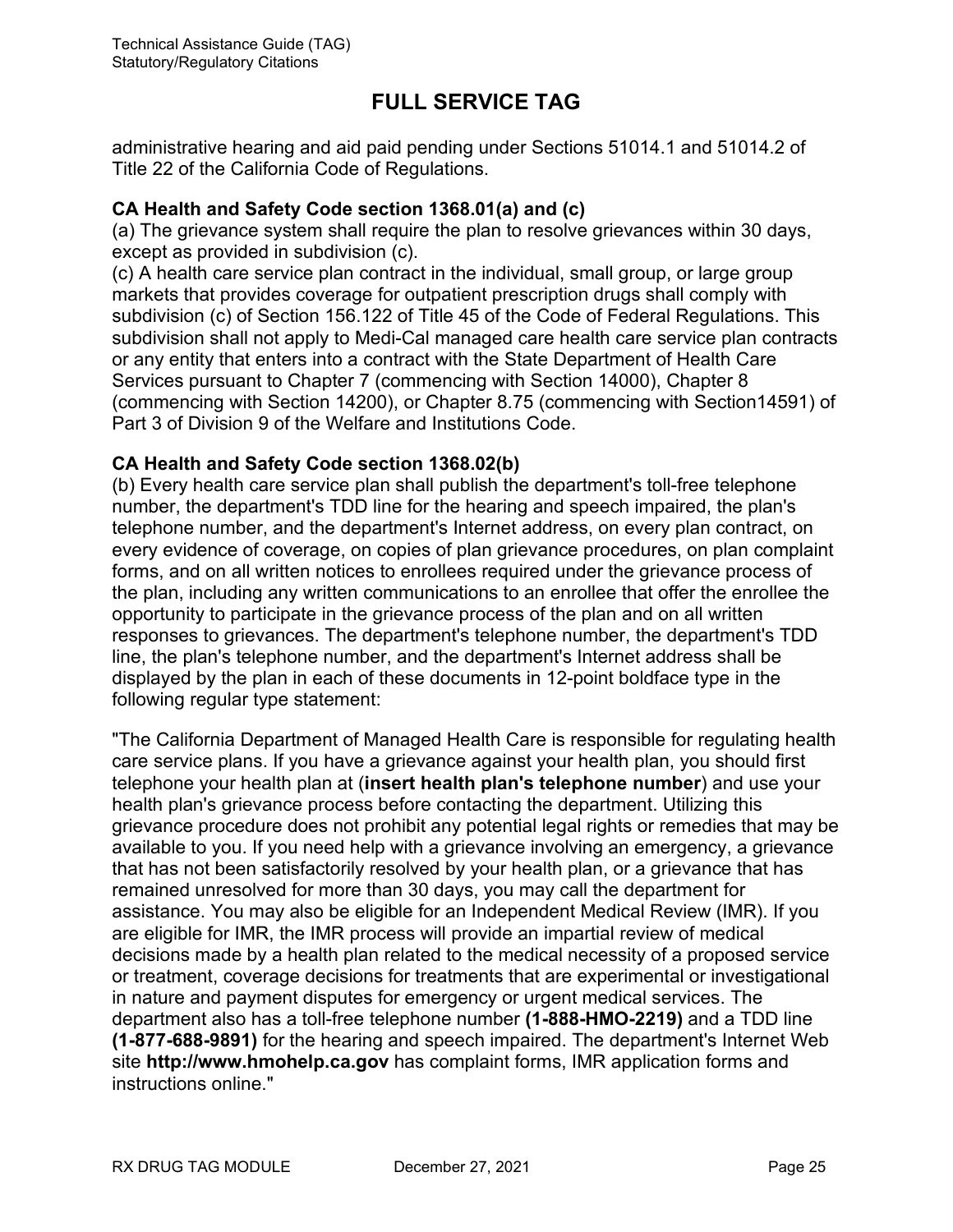# FULL SERVICE TAG

administrative hearing and aid paid pending under Sections 51014.1 and 51014.2 of Title 22 of the California Code of Regulations.

**CA Health and Safety Code section 1368.01(a) and (c)**

(a) The grievance system shall require the plan to resolve grievances within 30 days, except as provided in subdivision (c).

(c) A health care service plan contract in the individual, small group, or large group markets that provides coverage for outpatient prescription drugs shall comply with subdivision (c) of Section 156.122 of Title 45 of the Code of Federal Regulations. This subdivision shall not apply to Medi-Cal managed care health care service plan contracts or any entity that enters into a contract with the State Department of Health Care Services pursuant to Chapter 7 (commencing with Section 14000), Chapter 8 (commencing with Section 14200), or Chapter 8.75 (commencing with Section14591) of Part 3 of Division 9 of the Welfare and Institutions Code.

**CA Health and Safety Code section 1368.02(b)**

(b) Every health care service plan shall publish the department's toll-free telephone number, the department's TDD line for the hearing and speech impaired, the plan's telephone number, and the department's Internet address, on every plan contract, on every evidence of coverage, on copies of plan grievance procedures, on plan complaint forms, and on all written notices to enrollees required under the grievance process of the plan, including any written communications to an enrollee that offer the enrollee the opportunity to participate in the grievance process of the plan and on all written responses to grievances. The department's telephone number, the department's TDD line, the plan's telephone number, and the department's Internet address shall be displayed by the plan in each of these documents in 12-point boldface type in the following regular type statement:

"The California Department of Managed Health Care is responsible for regulating health care service plans. If you have a grievance against your health plan, you should first telephone your health plan at (**insert health plan's telephone number**) and use your health plan's grievance process before contacting the department. Utilizing this grievance procedure does not prohibit any potential legal rights or remedies that may be available to you. If you need help with a grievance involving an emergency, a grievance that has not been satisfactorily resolved by your health plan, or a grievance that has remained unresolved for more than 30 days, you may call the department for assistance. You may also be eligible for an Independent Medical Review (IMR). If you are eligible for IMR, the IMR process will provide an impartial review of medical decisions made by a health plan related to the medical necessity of a proposed service or treatment, coverage decisions for treatments that are experimental or investigational in nature and payment disputes for emergency or urgent medical services. The department also has a toll-free telephone number **(1-888-HMO-2219)** and a TDD line **(1-877-688-9891)** for the hearing and speech impaired. The department's Internet Web site **http://www.hmohelp.ca.gov** has complaint forms, IMR application forms and instructions online."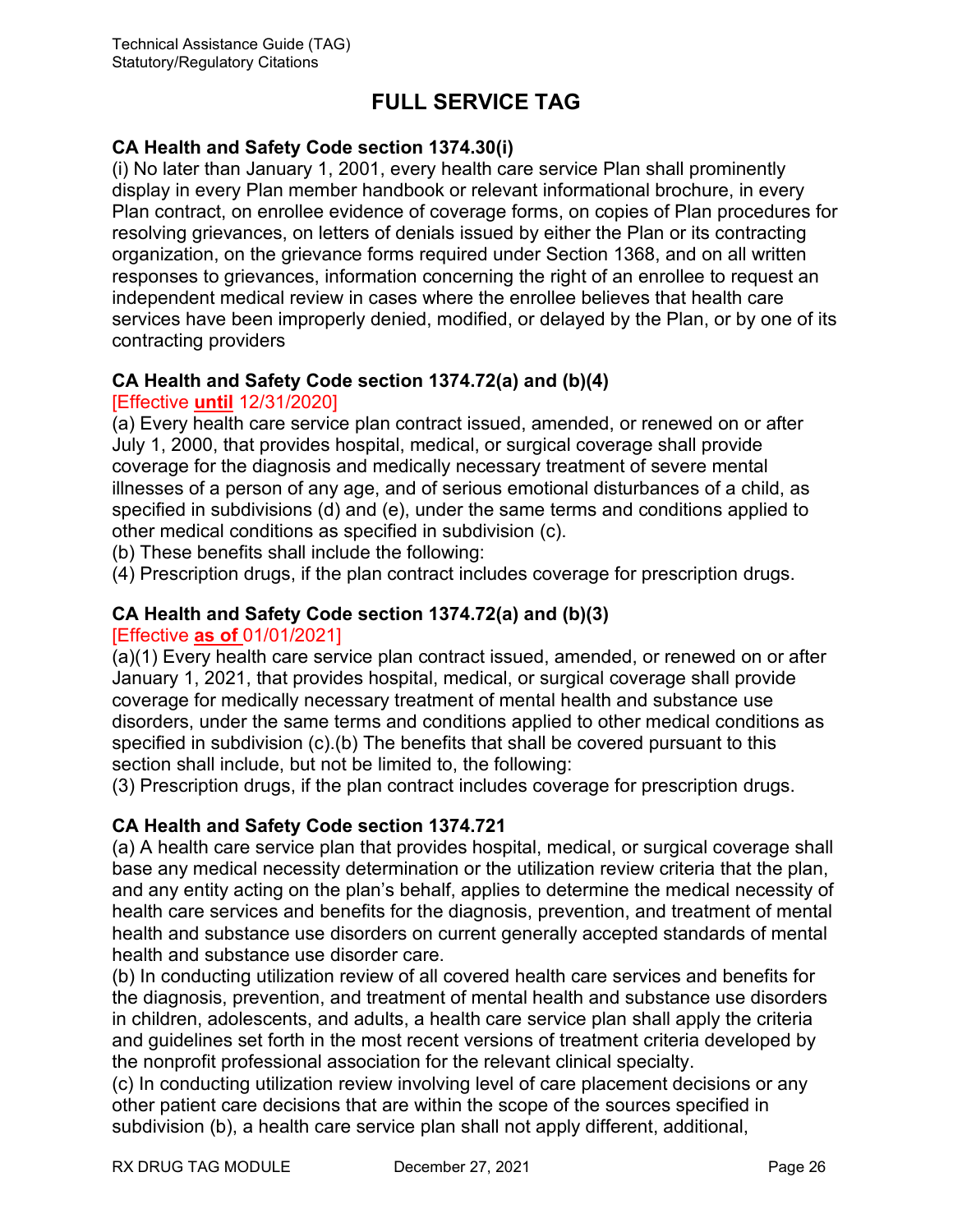# FULL SERVICE TAG

**CA Health and Safety Code section 1374.30(i)**

(i) No later than January 1, 2001, every health care service Plan shall prominently display in every Plan member handbook or relevant informational brochure, in every Plan contract, on enrollee evidence of coverage forms, on copies of Plan procedures for resolving grievances, on letters of denials issued by either the Plan or its contracting organization, on the grievance forms required under Section 1368, and on all written responses to grievances, information concerning the right of an enrollee to request an independent medical review in cases where the enrollee believes that health care services have been improperly denied, modified, or delayed by the Plan, or by one of its contracting providers

**CA Health and Safety Code section 1374.72(a) and (b)(4)**

[Effective **until** 12/31/2020]

(a) Every health care service plan contract issued, amended, or renewed on or after July 1, 2000, that provides hospital, medical, or surgical coverage shall provide coverage for the diagnosis and medically necessary treatment of severe mental illnesses of a person of any age, and of serious emotional disturbances of a child, as specified in subdivisions (d) and (e), under the same terms and conditions applied to other medical conditions as specified in subdivision (c).

(b) These benefits shall include the following:

(4) Prescription drugs, if the plan contract includes coverage for prescription drugs.

**CA Health and Safety Code section 1374.72(a) and (b)(3)**

[Effective **as of** 01/01/2021]

(a)(1) Every health care service plan contract issued, amended, or renewed on or after January 1, 2021, that provides hospital, medical, or surgical coverage shall provide coverage for medically necessary treatment of mental health and substance use disorders, under the same terms and conditions applied to other medical conditions as specified in subdivision (c).(b) The benefits that shall be covered pursuant to this section shall include, but not be limited to, the following:

(3) Prescription drugs, if the plan contract includes coverage for prescription drugs.

**CA Health and Safety Code section 1374.721**

(a) A health care service plan that provides hospital, medical, or surgical coverage shall base any medical necessity determination or the utilization review criteria that the plan, and any entity acting on the plan's behalf, applies to determine the medical necessity of health care services and benefits for the diagnosis, prevention, and treatment of mental health and substance use disorders on current generally accepted standards of mental health and substance use disorder care.

(b) In conducting utilization review of all covered health care services and benefits for the diagnosis, prevention, and treatment of mental health and substance use disorders in children, adolescents, and adults, a health care service plan shall apply the criteria and guidelines set forth in the most recent versions of treatment criteria developed by the nonprofit professional association for the relevant clinical specialty.

(c) In conducting utilization review involving level of care placement decisions or any other patient care decisions that are within the scope of the sources specified in subdivision (b), a health care service plan shall not apply different, additional,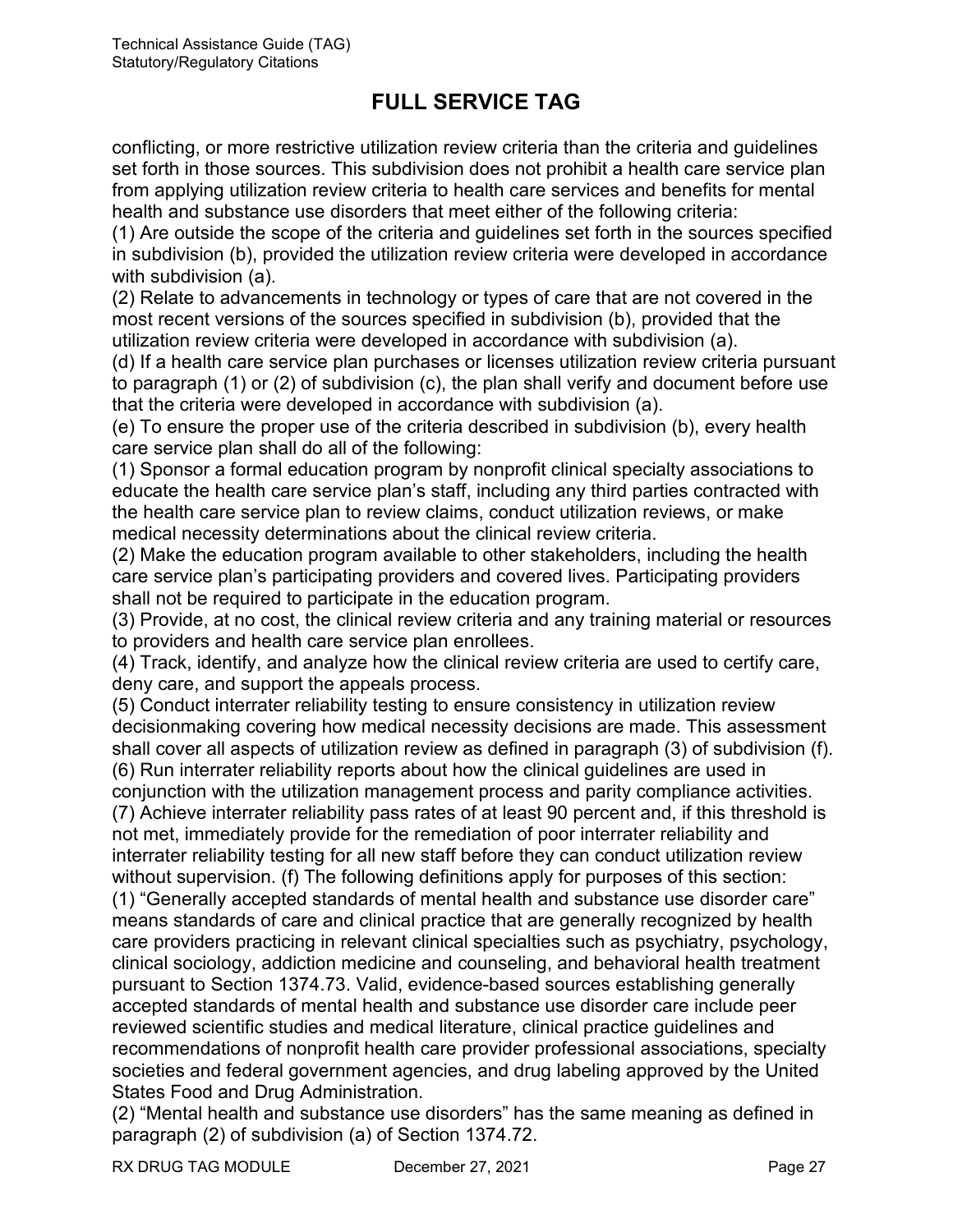# FULL SERVICE TAG

conflicting, or more restrictive utilization review criteria than the criteria and guidelines set forth in those sources. This subdivision does not prohibit a health care service plan from applying utilization review criteria to health care services and benefits for mental health and substance use disorders that meet either of the following criteria:

(1) Are outside the scope of the criteria and guidelines set forth in the sources specified in subdivision (b), provided the utilization review criteria were developed in accordance with subdivision (a).

(2) Relate to advancements in technology or types of care that are not covered in the most recent versions of the sources specified in subdivision (b), provided that the utilization review criteria were developed in accordance with subdivision (a).

(d) If a health care service plan purchases or licenses utilization review criteria pursuant to paragraph (1) or (2) of subdivision (c), the plan shall verify and document before use that the criteria were developed in accordance with subdivision (a).

(e) To ensure the proper use of the criteria described in subdivision (b), every health care service plan shall do all of the following:

(1) Sponsor a formal education program by nonprofit clinical specialty associations to educate the health care service plan's staff, including any third parties contracted with the health care service plan to review claims, conduct utilization reviews, or make medical necessity determinations about the clinical review criteria.

(2) Make the education program available to other stakeholders, including the health care service plan's participating providers and covered lives. Participating providers shall not be required to participate in the education program.

(3) Provide, at no cost, the clinical review criteria and any training material or resources to providers and health care service plan enrollees.

(4) Track, identify, and analyze how the clinical review criteria are used to certify care, deny care, and support the appeals process.

(5) Conduct interrater reliability testing to ensure consistency in utilization review decisionmaking covering how medical necessity decisions are made. This assessment shall cover all aspects of utilization review as defined in paragraph (3) of subdivision (f).

(6) Run interrater reliability reports about how the clinical guidelines are used in conjunction with the utilization management process and parity compliance activities.

(7) Achieve interrater reliability pass rates of at least 90 percent and, if this threshold is not met, immediately provide for the remediation of poor interrater reliability and interrater reliability testing for all new staff before they can conduct utilization review without supervision. (f) The following definitions apply for purposes of this section:

(1) "Generally accepted standards of mental health and substance use disorder care" means standards of care and clinical practice that are generally recognized by health care providers practicing in relevant clinical specialties such as psychiatry, psychology, clinical sociology, addiction medicine and counseling, and behavioral health treatment pursuant to Section 1374.73. Valid, evidence-based sources establishing generally accepted standards of mental health and substance use disorder care include peer reviewed scientific studies and medical literature, clinical practice guidelines and recommendations of nonprofit health care provider professional associations, specialty societies and federal government agencies, and drug labeling approved by the United States Food and Drug Administration.

(2) "Mental health and substance use disorders" has the same meaning as defined in paragraph (2) of subdivision (a) of Section 1374.72.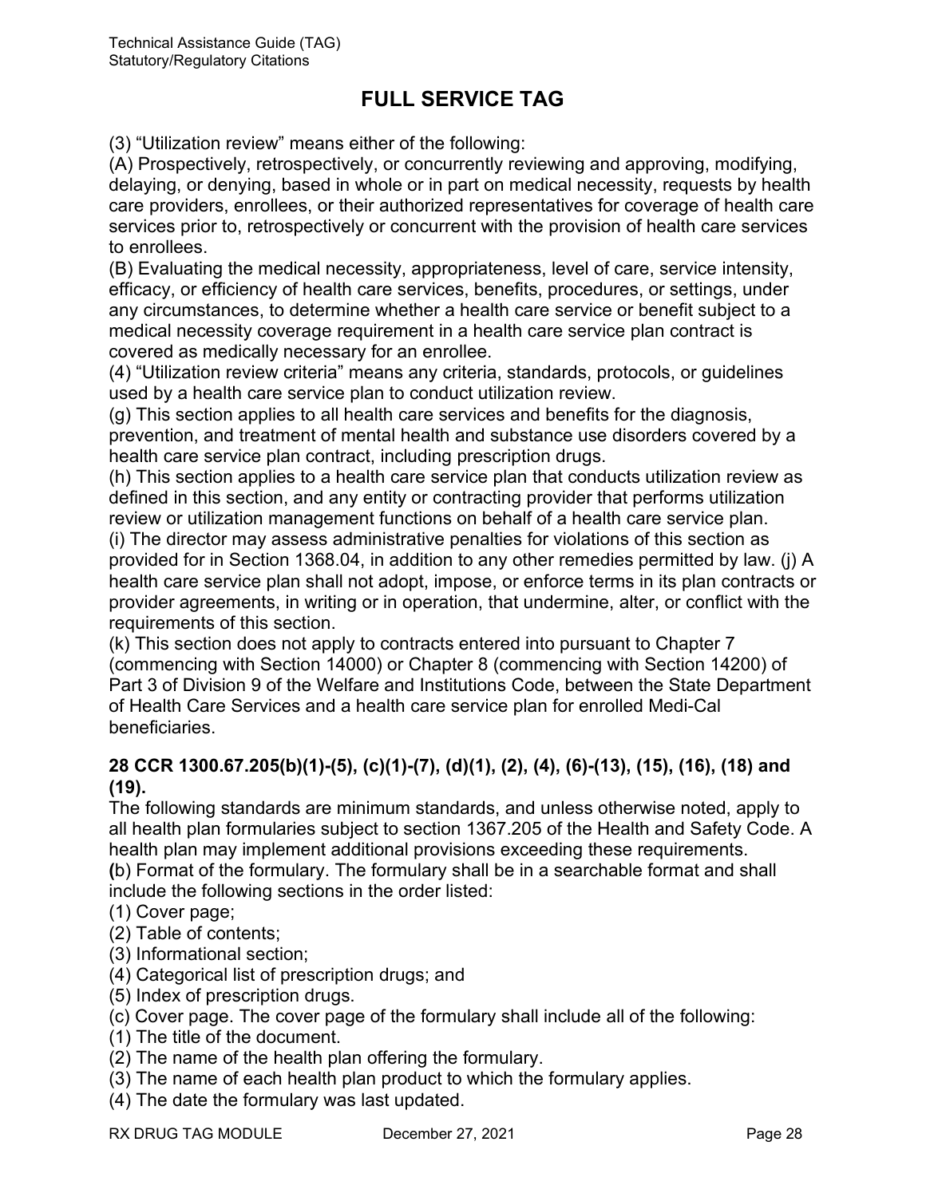## FULL SERVICE TAG

(3) “Utilization review” means either of the following:

(A) Prospectively, retrospectively, or concurrently reviewing and approving, modifying, delaying, or denying, based in whole or in part on medical necessity, requests by health care providers, enrollees, or their authorized representatives for coverage of health care services prior to, retrospectively or concurrent with the provision of health care services to enrollees.

(B) Evaluating the medical necessity, appropriateness, level of care, service intensity, efficacy, or efficiency of health care services, benefits, procedures, or settings, under any circumstances, to determine whether a health care service or benefit subject to a medical necessity coverage requirement in a health care service plan contract is covered as medically necessary for an enrollee.

(4) “Utilization review criteria” means any criteria, standards, protocols, or guidelines used by a health care service plan to conduct utilization review.

(g) This section applies to all health care services and benefits for the diagnosis, prevention, and treatment of mental health and substance use disorders covered by a health care service plan contract, including prescription drugs.

(h) This section applies to a health care service plan that conducts utilization review as defined in this section, and any entity or contracting provider that performs utilization review or utilization management functions on behalf of a health care service plan.

(i) The director may assess administrative penalties for violations of this section as provided for in Section 1368.04, in addition to any other remedies permitted by law. (j) A health care service plan shall not adopt, impose, or enforce terms in its plan contracts or provider agreements, in writing or in operation, that undermine, alter, or conflict with the requirements of this section.

(k) This section does not apply to contracts entered into pursuant to Chapter 7 (commencing with Section 14000) or Chapter 8 (commencing with Section 14200) of Part 3 of Division 9 of the Welfare and Institutions Code, between the State Department of Health Care Services and a health care service plan for enrolled Medi-Cal beneficiaries.

**28 CCR 1300.67.205(b)(1)-(5), (c)(1)-(7), (d)(1), (2), (4), (6)-(13), (15), (16), (18) and (19).**

The following standards are minimum standards, and unless otherwise noted, apply to all health plan formularies subject to section 1367.205 of the Health and Safety Code. A health plan may implement additional provisions exceeding these requirements.

**(**b) Format of the formulary. The formulary shall be in a searchable format and shall include the following sections in the order listed:

(1) Cover page;

(2) Table of contents;

(3) Informational section;

(4) Categorical list of prescription drugs; and

(5) Index of prescription drugs.

(c) Cover page. The cover page of the formulary shall include all of the following:

(1) The title of the document.

(2) The name of the health plan offering the formulary.

(3) The name of each health plan product to which the formulary applies.

(4) The date the formulary was last updated.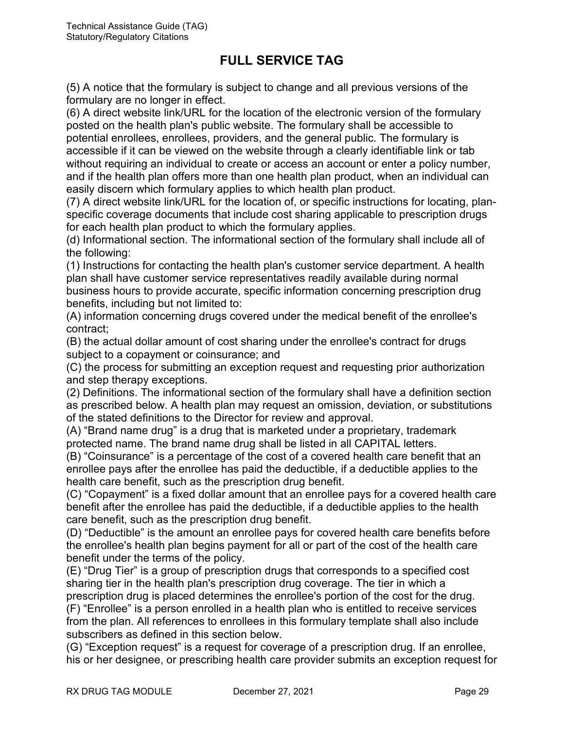# FULL SERVICE TAG

(5) A notice that the formulary is subject to change and all previous versions of the formulary are no longer in effect.

(6) A direct website link/URL for the location of the electronic version of the formulary posted on the health plan's public website. The formulary shall be accessible to potential enrollees, enrollees, providers, and the general public. The formulary is accessible if it can be viewed on the website through a clearly identifiable link or tab without requiring an individual to create or access an account or enter a policy number, and if the health plan offers more than one health plan product, when an individual can easily discern which formulary applies to which health plan product.

(7) A direct website link/URL for the location of, or specific instructions for locating, plan-specific coverage documents that include cost sharing applicable to prescription drugs for each health plan product to which the formulary applies.

(d) Informational section. The informational section of the formulary shall include all of the following:

(1) Instructions for contacting the health plan's customer service department. A health plan shall have customer service representatives readily available during normal business hours to provide accurate, specific information concerning prescription drug benefits, including but not limited to:

(A) information concerning drugs covered under the medical benefit of the enrollee's contract;

(B) the actual dollar amount of cost sharing under the enrollee's contract for drugs subject to a copayment or coinsurance; and

(C) the process for submitting an exception request and requesting prior authorization and step therapy exceptions.

(2) Definitions. The informational section of the formulary shall have a definition section as prescribed below. A health plan may request an omission, deviation, or substitutions of the stated definitions to the Director for review and approval.

(A) “Brand name drug” is a drug that is marketed under a proprietary, trademark protected name. The brand name drug shall be listed in all CAPITAL letters.

(B) “Coinsurance” is a percentage of the cost of a covered health care benefit that an enrollee pays after the enrollee has paid the deductible, if a deductible applies to the health care benefit, such as the prescription drug benefit.

(C) “Copayment” is a fixed dollar amount that an enrollee pays for a covered health care benefit after the enrollee has paid the deductible, if a deductible applies to the health care benefit, such as the prescription drug benefit.

(D) “Deductible” is the amount an enrollee pays for covered health care benefits before the enrollee's health plan begins payment for all or part of the cost of the health care benefit under the terms of the policy.

(E) “Drug Tier” is a group of prescription drugs that corresponds to a specified cost sharing tier in the health plan's prescription drug coverage. The tier in which a prescription drug is placed determines the enrollee's portion of the cost for the drug.

(F) “Enrollee” is a person enrolled in a health plan who is entitled to receive services from the plan. All references to enrollees in this formulary template shall also include subscribers as defined in this section below.

(G) “Exception request” is a request for coverage of a prescription drug. If an enrollee, his or her designee, or prescribing health care provider submits an exception request for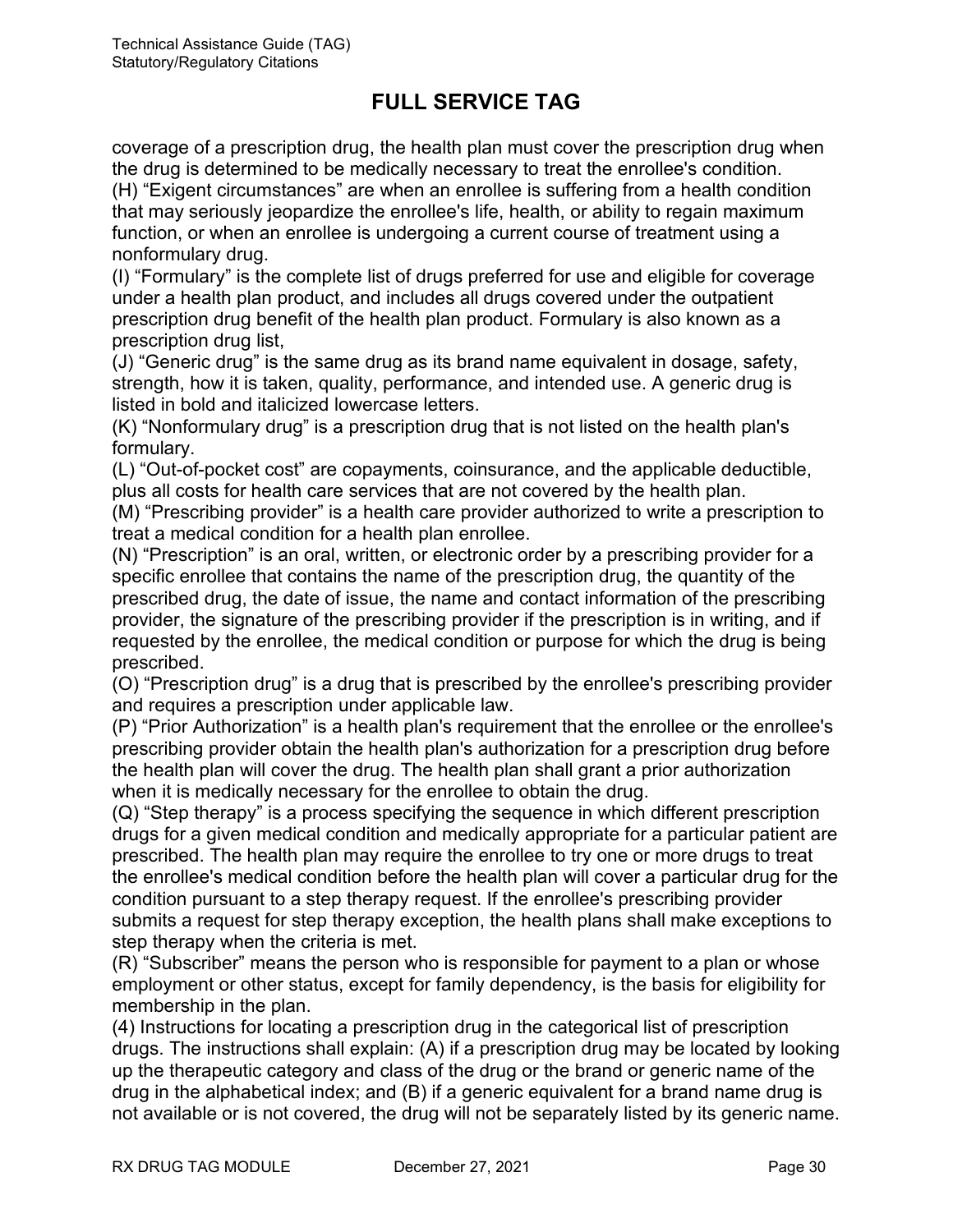# FULL SERVICE TAG

coverage of a prescription drug, the health plan must cover the prescription drug when the drug is determined to be medically necessary to treat the enrollee's condition.
(H) “Exigent circumstances” are when an enrollee is suffering from a health condition that may seriously jeopardize the enrollee's life, health, or ability to regain maximum function, or when an enrollee is undergoing a current course of treatment using a nonformulary drug.
(I) “Formulary” is the complete list of drugs preferred for use and eligible for coverage under a health plan product, and includes all drugs covered under the outpatient prescription drug benefit of the health plan product. Formulary is also known as a prescription drug list,
(J) “Generic drug” is the same drug as its brand name equivalent in dosage, safety, strength, how it is taken, quality, performance, and intended use. A generic drug is listed in bold and italicized lowercase letters.
(K) “Nonformulary drug” is a prescription drug that is not listed on the health plan's formulary.
(L) “Out-of-pocket cost” are copayments, coinsurance, and the applicable deductible, plus all costs for health care services that are not covered by the health plan.
(M) “Prescribing provider” is a health care provider authorized to write a prescription to treat a medical condition for a health plan enrollee.
(N) “Prescription” is an oral, written, or electronic order by a prescribing provider for a specific enrollee that contains the name of the prescription drug, the quantity of the prescribed drug, the date of issue, the name and contact information of the prescribing provider, the signature of the prescribing provider if the prescription is in writing, and if requested by the enrollee, the medical condition or purpose for which the drug is being prescribed.
(O) “Prescription drug” is a drug that is prescribed by the enrollee's prescribing provider and requires a prescription under applicable law.
(P) “Prior Authorization” is a health plan's requirement that the enrollee or the enrollee's prescribing provider obtain the health plan's authorization for a prescription drug before the health plan will cover the drug. The health plan shall grant a prior authorization when it is medically necessary for the enrollee to obtain the drug.
(Q) “Step therapy” is a process specifying the sequence in which different prescription drugs for a given medical condition and medically appropriate for a particular patient are prescribed. The health plan may require the enrollee to try one or more drugs to treat the enrollee's medical condition before the health plan will cover a particular drug for the condition pursuant to a step therapy request. If the enrollee's prescribing provider submits a request for step therapy exception, the health plans shall make exceptions to step therapy when the criteria is met.
(R) “Subscriber” means the person who is responsible for payment to a plan or whose employment or other status, except for family dependency, is the basis for eligibility for membership in the plan.
(4) Instructions for locating a prescription drug in the categorical list of prescription drugs. The instructions shall explain: (A) if a prescription drug may be located by looking up the therapeutic category and class of the drug or the brand or generic name of the drug in the alphabetical index; and (B) if a generic equivalent for a brand name drug is not available or is not covered, the drug will not be separately listed by its generic name.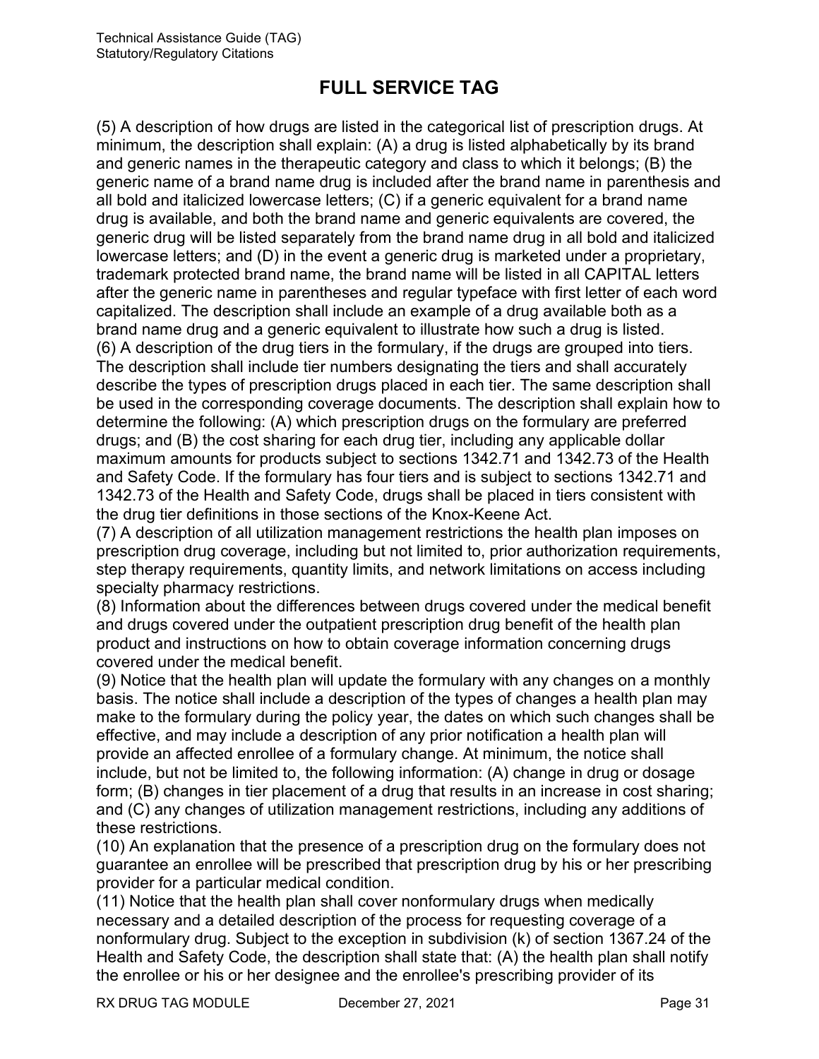## FULL SERVICE TAG

(5) A description of how drugs are listed in the categorical list of prescription drugs. At minimum, the description shall explain: (A) a drug is listed alphabetically by its brand and generic names in the therapeutic category and class to which it belongs; (B) the generic name of a brand name drug is included after the brand name in parenthesis and all bold and italicized lowercase letters; (C) if a generic equivalent for a brand name drug is available, and both the brand name and generic equivalents are covered, the generic drug will be listed separately from the brand name drug in all bold and italicized lowercase letters; and (D) in the event a generic drug is marketed under a proprietary, trademark protected brand name, the brand name will be listed in all CAPITAL letters after the generic name in parentheses and regular typeface with first letter of each word capitalized. The description shall include an example of a drug available both as a brand name drug and a generic equivalent to illustrate how such a drug is listed.
(6) A description of the drug tiers in the formulary, if the drugs are grouped into tiers. The description shall include tier numbers designating the tiers and shall accurately describe the types of prescription drugs placed in each tier. The same description shall be used in the corresponding coverage documents. The description shall explain how to determine the following: (A) which prescription drugs on the formulary are preferred drugs; and (B) the cost sharing for each drug tier, including any applicable dollar maximum amounts for products subject to sections 1342.71 and 1342.73 of the Health and Safety Code. If the formulary has four tiers and is subject to sections 1342.71 and 1342.73 of the Health and Safety Code, drugs shall be placed in tiers consistent with the drug tier definitions in those sections of the Knox-Keene Act.
(7) A description of all utilization management restrictions the health plan imposes on prescription drug coverage, including but not limited to, prior authorization requirements, step therapy requirements, quantity limits, and network limitations on access including specialty pharmacy restrictions.
(8) Information about the differences between drugs covered under the medical benefit and drugs covered under the outpatient prescription drug benefit of the health plan product and instructions on how to obtain coverage information concerning drugs covered under the medical benefit.
(9) Notice that the health plan will update the formulary with any changes on a monthly basis. The notice shall include a description of the types of changes a health plan may make to the formulary during the policy year, the dates on which such changes shall be effective, and may include a description of any prior notification a health plan will provide an affected enrollee of a formulary change. At minimum, the notice shall include, but not be limited to, the following information: (A) change in drug or dosage form; (B) changes in tier placement of a drug that results in an increase in cost sharing; and (C) any changes of utilization management restrictions, including any additions of these restrictions.
(10) An explanation that the presence of a prescription drug on the formulary does not guarantee an enrollee will be prescribed that prescription drug by his or her prescribing provider for a particular medical condition.
(11) Notice that the health plan shall cover nonformulary drugs when medically necessary and a detailed description of the process for requesting coverage of a nonformulary drug. Subject to the exception in subdivision (k) of section 1367.24 of the Health and Safety Code, the description shall state that: (A) the health plan shall notify the enrollee or his or her designee and the enrollee's prescribing provider of its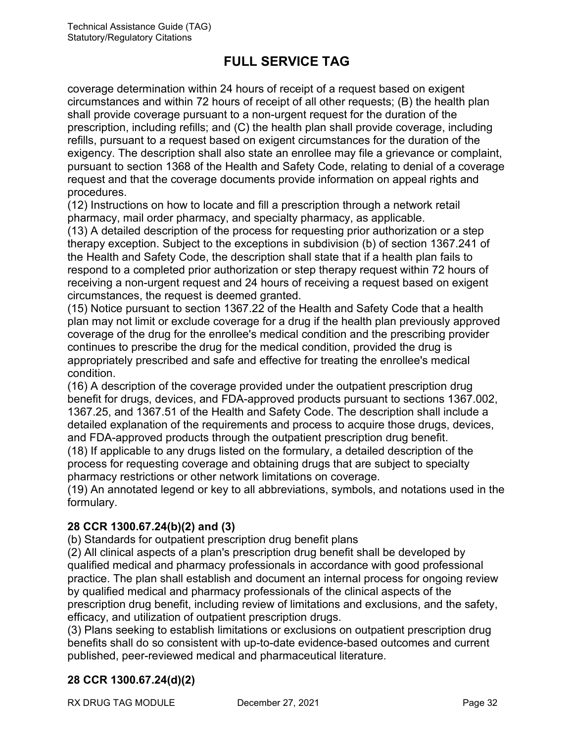# FULL SERVICE TAG

coverage determination within 24 hours of receipt of a request based on exigent circumstances and within 72 hours of receipt of all other requests; (B) the health plan shall provide coverage pursuant to a non-urgent request for the duration of the prescription, including refills; and (C) the health plan shall provide coverage, including refills, pursuant to a request based on exigent circumstances for the duration of the exigency. The description shall also state an enrollee may file a grievance or complaint, pursuant to section 1368 of the Health and Safety Code, relating to denial of a coverage request and that the coverage documents provide information on appeal rights and procedures.

(12) Instructions on how to locate and fill a prescription through a network retail pharmacy, mail order pharmacy, and specialty pharmacy, as applicable.

(13) A detailed description of the process for requesting prior authorization or a step therapy exception. Subject to the exceptions in subdivision (b) of section 1367.241 of the Health and Safety Code, the description shall state that if a health plan fails to respond to a completed prior authorization or step therapy request within 72 hours of receiving a non-urgent request and 24 hours of receiving a request based on exigent circumstances, the request is deemed granted.

(15) Notice pursuant to section 1367.22 of the Health and Safety Code that a health plan may not limit or exclude coverage for a drug if the health plan previously approved coverage of the drug for the enrollee's medical condition and the prescribing provider continues to prescribe the drug for the medical condition, provided the drug is appropriately prescribed and safe and effective for treating the enrollee's medical condition.

(16) A description of the coverage provided under the outpatient prescription drug benefit for drugs, devices, and FDA-approved products pursuant to sections 1367.002, 1367.25, and 1367.51 of the Health and Safety Code. The description shall include a detailed explanation of the requirements and process to acquire those drugs, devices, and FDA-approved products through the outpatient prescription drug benefit.

(18) If applicable to any drugs listed on the formulary, a detailed description of the process for requesting coverage and obtaining drugs that are subject to specialty pharmacy restrictions or other network limitations on coverage.

(19) An annotated legend or key to all abbreviations, symbols, and notations used in the formulary.

**28 CCR 1300.67.24(b)(2) and (3)**

(b) Standards for outpatient prescription drug benefit plans

(2) All clinical aspects of a plan's prescription drug benefit shall be developed by qualified medical and pharmacy professionals in accordance with good professional practice. The plan shall establish and document an internal process for ongoing review by qualified medical and pharmacy professionals of the clinical aspects of the prescription drug benefit, including review of limitations and exclusions, and the safety, efficacy, and utilization of outpatient prescription drugs.

(3) Plans seeking to establish limitations or exclusions on outpatient prescription drug benefits shall do so consistent with up-to-date evidence-based outcomes and current published, peer-reviewed medical and pharmaceutical literature.

**28 CCR 1300.67.24(d)(2)**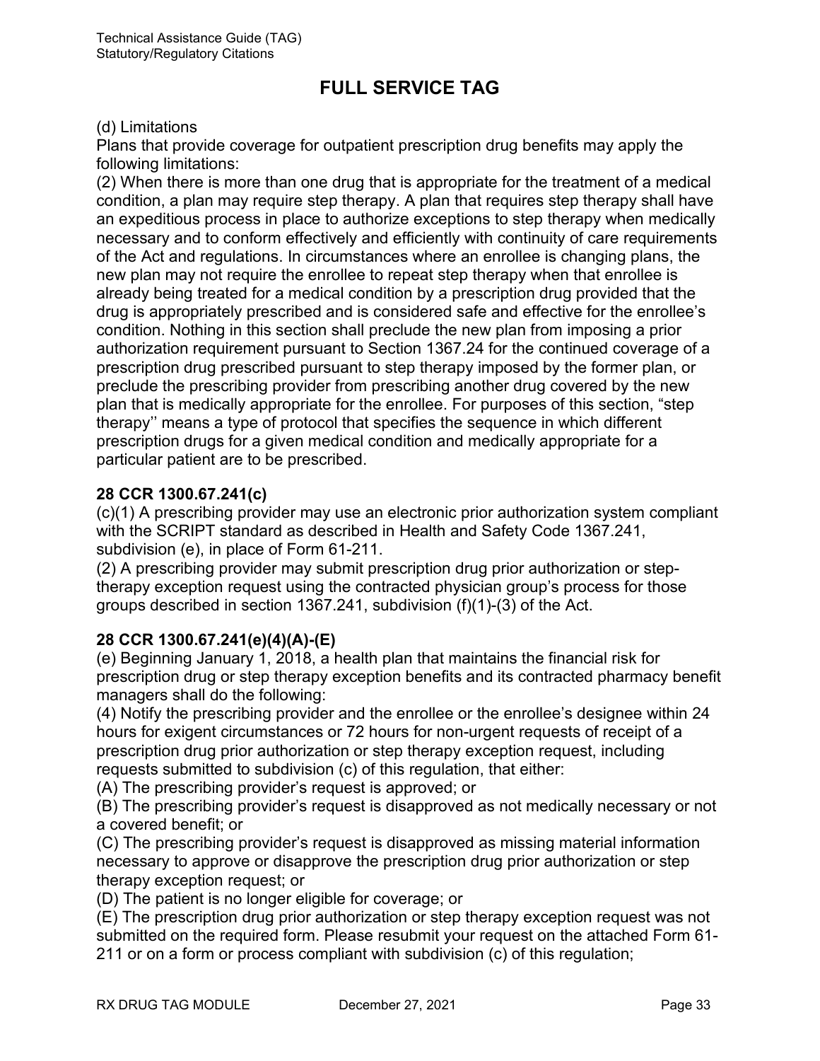## FULL SERVICE TAG

(d) Limitations
Plans that provide coverage for outpatient prescription drug benefits may apply the following limitations:
(2) When there is more than one drug that is appropriate for the treatment of a medical condition, a plan may require step therapy. A plan that requires step therapy shall have an expeditious process in place to authorize exceptions to step therapy when medically necessary and to conform effectively and efficiently with continuity of care requirements of the Act and regulations. In circumstances where an enrollee is changing plans, the new plan may not require the enrollee to repeat step therapy when that enrollee is already being treated for a medical condition by a prescription drug provided that the drug is appropriately prescribed and is considered safe and effective for the enrollee's condition. Nothing in this section shall preclude the new plan from imposing a prior authorization requirement pursuant to Section 1367.24 for the continued coverage of a prescription drug prescribed pursuant to step therapy imposed by the former plan, or preclude the prescribing provider from prescribing another drug covered by the new plan that is medically appropriate for the enrollee. For purposes of this section, "step therapy'' means a type of protocol that specifies the sequence in which different prescription drugs for a given medical condition and medically appropriate for a particular patient are to be prescribed.

**28 CCR 1300.67.241(c)**
(c)(1) A prescribing provider may use an electronic prior authorization system compliant with the SCRIPT standard as described in Health and Safety Code 1367.241, subdivision (e), in place of Form 61-211.
(2) A prescribing provider may submit prescription drug prior authorization or step-therapy exception request using the contracted physician group's process for those groups described in section 1367.241, subdivision (f)(1)-(3) of the Act.

**28 CCR 1300.67.241(e)(4)(A)-(E)**
(e) Beginning January 1, 2018, a health plan that maintains the financial risk for prescription drug or step therapy exception benefits and its contracted pharmacy benefit managers shall do the following:
(4) Notify the prescribing provider and the enrollee or the enrollee's designee within 24 hours for exigent circumstances or 72 hours for non-urgent requests of receipt of a prescription drug prior authorization or step therapy exception request, including requests submitted to subdivision (c) of this regulation, that either:
(A) The prescribing provider's request is approved; or
(B) The prescribing provider's request is disapproved as not medically necessary or not a covered benefit; or
(C) The prescribing provider's request is disapproved as missing material information necessary to approve or disapprove the prescription drug prior authorization or step therapy exception request; or
(D) The patient is no longer eligible for coverage; or
(E) The prescription drug prior authorization or step therapy exception request was not submitted on the required form. Please resubmit your request on the attached Form 61-211 or on a form or process compliant with subdivision (c) of this regulation;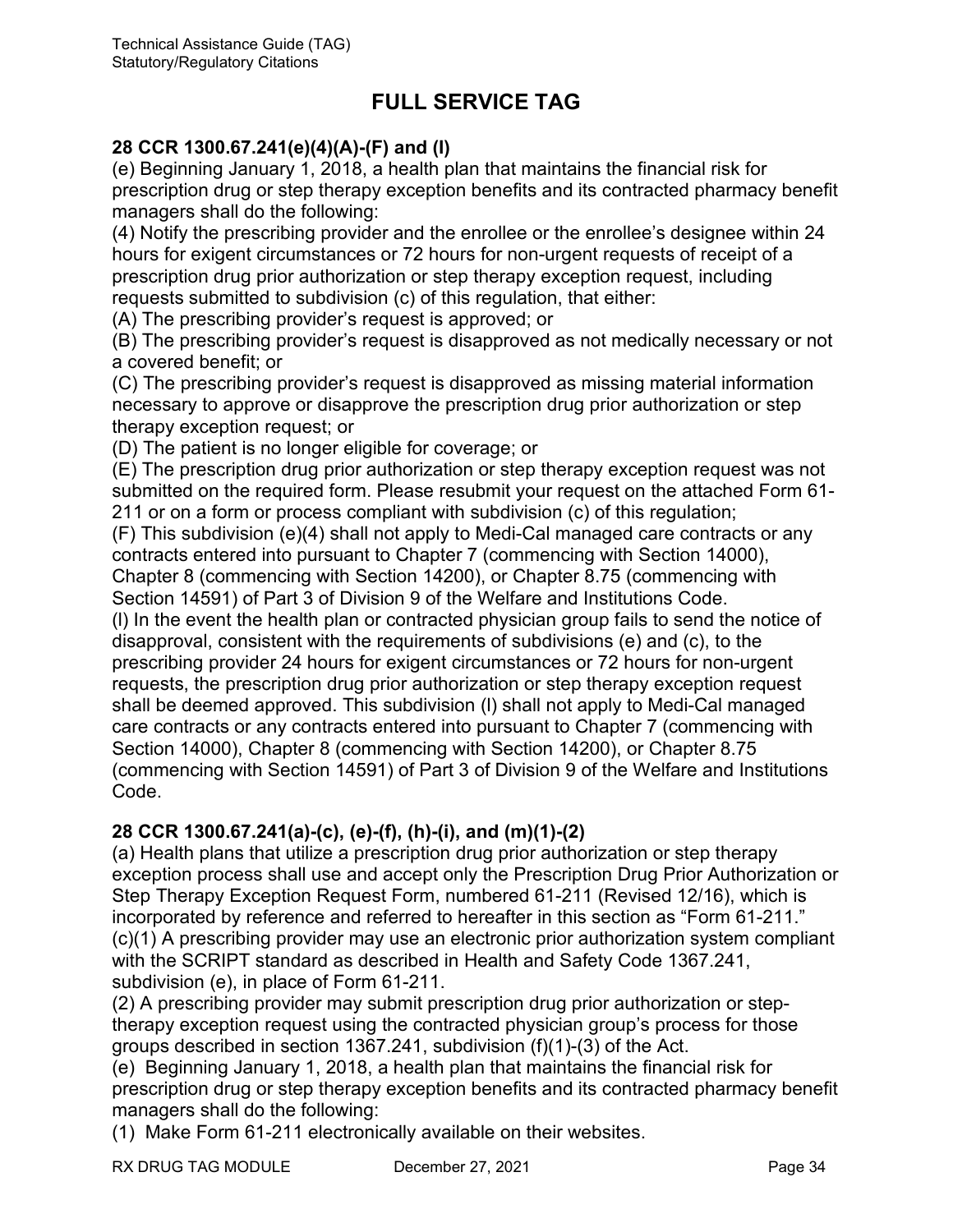# FULL SERVICE TAG

**28 CCR 1300.67.241(e)(4)(A)-(F) and (l)**

(e) Beginning January 1, 2018, a health plan that maintains the financial risk for prescription drug or step therapy exception benefits and its contracted pharmacy benefit managers shall do the following:

(4) Notify the prescribing provider and the enrollee or the enrollee's designee within 24 hours for exigent circumstances or 72 hours for non-urgent requests of receipt of a prescription drug prior authorization or step therapy exception request, including requests submitted to subdivision (c) of this regulation, that either:

(A) The prescribing provider's request is approved; or

(B) The prescribing provider's request is disapproved as not medically necessary or not a covered benefit; or

(C) The prescribing provider's request is disapproved as missing material information necessary to approve or disapprove the prescription drug prior authorization or step therapy exception request; or

(D) The patient is no longer eligible for coverage; or

(E) The prescription drug prior authorization or step therapy exception request was not submitted on the required form. Please resubmit your request on the attached Form 61-211 or on a form or process compliant with subdivision (c) of this regulation;

(F) This subdivision (e)(4) shall not apply to Medi-Cal managed care contracts or any contracts entered into pursuant to Chapter 7 (commencing with Section 14000), Chapter 8 (commencing with Section 14200), or Chapter 8.75 (commencing with Section 14591) of Part 3 of Division 9 of the Welfare and Institutions Code.

(l) In the event the health plan or contracted physician group fails to send the notice of disapproval, consistent with the requirements of subdivisions (e) and (c), to the prescribing provider 24 hours for exigent circumstances or 72 hours for non-urgent requests, the prescription drug prior authorization or step therapy exception request shall be deemed approved. This subdivision (l) shall not apply to Medi-Cal managed care contracts or any contracts entered into pursuant to Chapter 7 (commencing with Section 14000), Chapter 8 (commencing with Section 14200), or Chapter 8.75 (commencing with Section 14591) of Part 3 of Division 9 of the Welfare and Institutions Code.

**28 CCR 1300.67.241(a)-(c), (e)-(f), (h)-(i), and (m)(1)-(2)**

(a) Health plans that utilize a prescription drug prior authorization or step therapy exception process shall use and accept only the Prescription Drug Prior Authorization or Step Therapy Exception Request Form, numbered 61-211 (Revised 12/16), which is incorporated by reference and referred to hereafter in this section as "Form 61-211."

(c)(1) A prescribing provider may use an electronic prior authorization system compliant with the SCRIPT standard as described in Health and Safety Code 1367.241, subdivision (e), in place of Form 61-211.

(2) A prescribing provider may submit prescription drug prior authorization or step-therapy exception request using the contracted physician group's process for those groups described in section 1367.241, subdivision (f)(1)-(3) of the Act.

(e) Beginning January 1, 2018, a health plan that maintains the financial risk for prescription drug or step therapy exception benefits and its contracted pharmacy benefit managers shall do the following:

(1) Make Form 61-211 electronically available on their websites.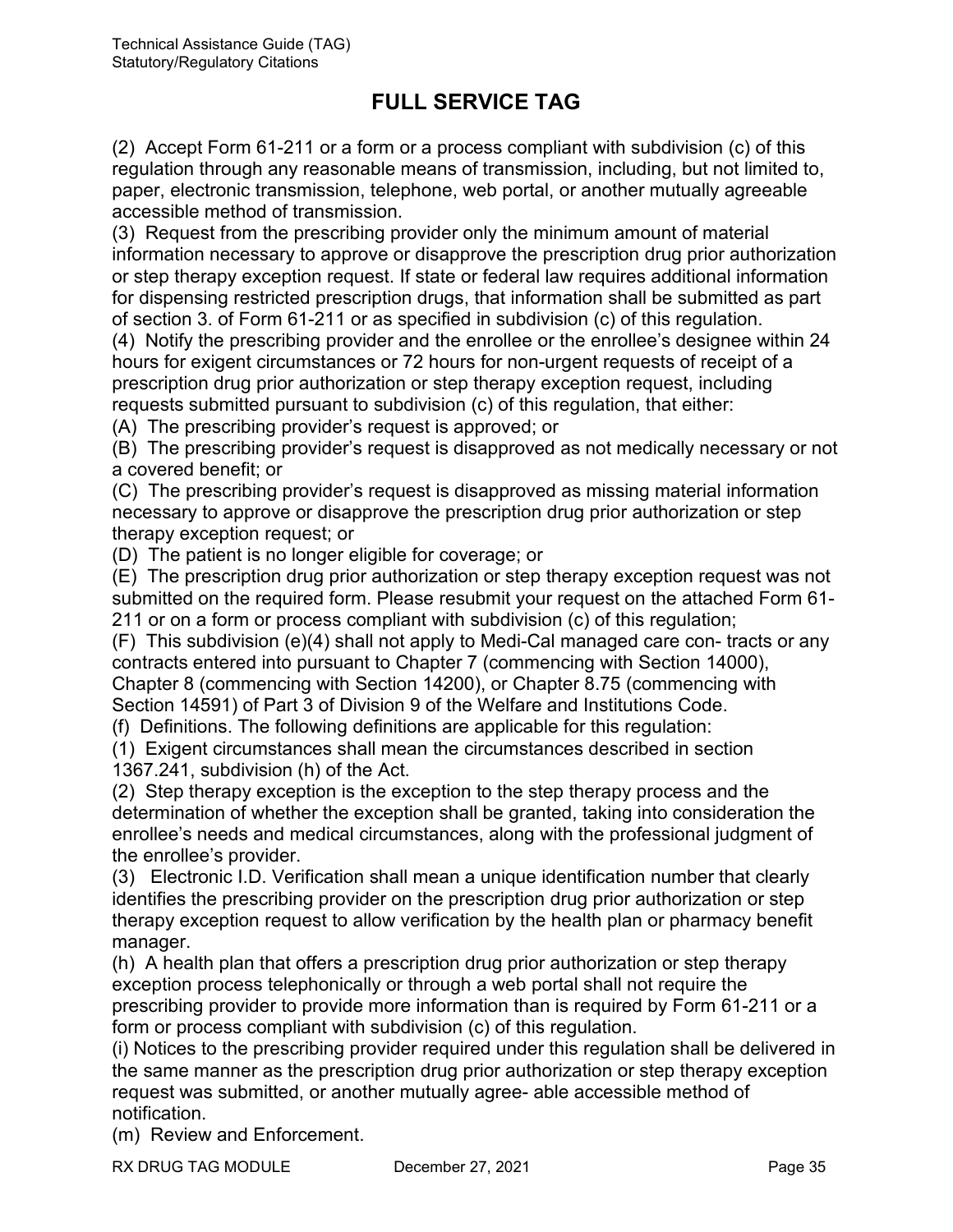# FULL SERVICE TAG

(2) Accept Form 61-211 or a form or a process compliant with subdivision (c) of this regulation through any reasonable means of transmission, including, but not limited to, paper, electronic transmission, telephone, web portal, or another mutually agreeable accessible method of transmission.

(3) Request from the prescribing provider only the minimum amount of material information necessary to approve or disapprove the prescription drug prior authorization or step therapy exception request. If state or federal law requires additional information for dispensing restricted prescription drugs, that information shall be submitted as part of section 3. of Form 61-211 or as specified in subdivision (c) of this regulation.

(4) Notify the prescribing provider and the enrollee or the enrollee's designee within 24 hours for exigent circumstances or 72 hours for non-urgent requests of receipt of a prescription drug prior authorization or step therapy exception request, including requests submitted pursuant to subdivision (c) of this regulation, that either:

(A) The prescribing provider's request is approved; or

(B) The prescribing provider's request is disapproved as not medically necessary or not a covered benefit; or

(C) The prescribing provider's request is disapproved as missing material information necessary to approve or disapprove the prescription drug prior authorization or step therapy exception request; or

(D) The patient is no longer eligible for coverage; or

(E) The prescription drug prior authorization or step therapy exception request was not submitted on the required form. Please resubmit your request on the attached Form 61-211 or on a form or process compliant with subdivision (c) of this regulation;

(F) This subdivision (e)(4) shall not apply to Medi-Cal managed care con- tracts or any contracts entered into pursuant to Chapter 7 (commencing with Section 14000), Chapter 8 (commencing with Section 14200), or Chapter 8.75 (commencing with Section 14591) of Part 3 of Division 9 of the Welfare and Institutions Code.

(f) Definitions. The following definitions are applicable for this regulation:

(1) Exigent circumstances shall mean the circumstances described in section 1367.241, subdivision (h) of the Act.

(2) Step therapy exception is the exception to the step therapy process and the determination of whether the exception shall be granted, taking into consideration the enrollee's needs and medical circumstances, along with the professional judgment of the enrollee's provider.

(3) Electronic I.D. Verification shall mean a unique identification number that clearly identifies the prescribing provider on the prescription drug prior authorization or step therapy exception request to allow verification by the health plan or pharmacy benefit manager.

(h) A health plan that offers a prescription drug prior authorization or step therapy exception process telephonically or through a web portal shall not require the prescribing provider to provide more information than is required by Form 61-211 or a form or process compliant with subdivision (c) of this regulation.

(i) Notices to the prescribing provider required under this regulation shall be delivered in the same manner as the prescription drug prior authorization or step therapy exception request was submitted, or another mutually agree- able accessible method of notification.

(m) Review and Enforcement.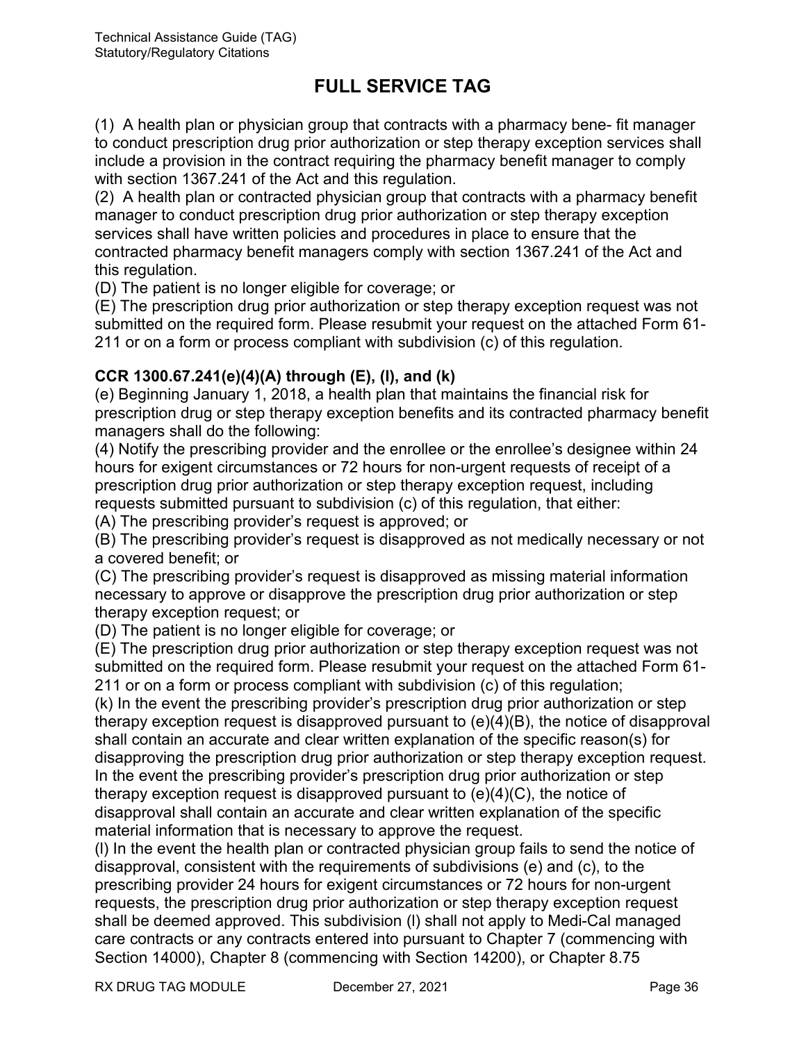# FULL SERVICE TAG

(1) A health plan or physician group that contracts with a pharmacy bene- fit manager to conduct prescription drug prior authorization or step therapy exception services shall include a provision in the contract requiring the pharmacy benefit manager to comply with section 1367.241 of the Act and this regulation.
(2) A health plan or contracted physician group that contracts with a pharmacy benefit manager to conduct prescription drug prior authorization or step therapy exception services shall have written policies and procedures in place to ensure that the contracted pharmacy benefit managers comply with section 1367.241 of the Act and this regulation.
(D) The patient is no longer eligible for coverage; or
(E) The prescription drug prior authorization or step therapy exception request was not submitted on the required form. Please resubmit your request on the attached Form 61-211 or on a form or process compliant with subdivision (c) of this regulation.

**CCR 1300.67.241(e)(4)(A) through (E), (l), and (k)**
(e) Beginning January 1, 2018, a health plan that maintains the financial risk for prescription drug or step therapy exception benefits and its contracted pharmacy benefit managers shall do the following:
(4) Notify the prescribing provider and the enrollee or the enrollee's designee within 24 hours for exigent circumstances or 72 hours for non-urgent requests of receipt of a prescription drug prior authorization or step therapy exception request, including requests submitted pursuant to subdivision (c) of this regulation, that either:
(A) The prescribing provider's request is approved; or
(B) The prescribing provider's request is disapproved as not medically necessary or not a covered benefit; or
(C) The prescribing provider's request is disapproved as missing material information necessary to approve or disapprove the prescription drug prior authorization or step therapy exception request; or
(D) The patient is no longer eligible for coverage; or
(E) The prescription drug prior authorization or step therapy exception request was not submitted on the required form. Please resubmit your request on the attached Form 61-211 or on a form or process compliant with subdivision (c) of this regulation;
(k) In the event the prescribing provider's prescription drug prior authorization or step therapy exception request is disapproved pursuant to (e)(4)(B), the notice of disapproval shall contain an accurate and clear written explanation of the specific reason(s) for disapproving the prescription drug prior authorization or step therapy exception request. In the event the prescribing provider's prescription drug prior authorization or step therapy exception request is disapproved pursuant to (e)(4)(C), the notice of disapproval shall contain an accurate and clear written explanation of the specific material information that is necessary to approve the request.
(l) In the event the health plan or contracted physician group fails to send the notice of disapproval, consistent with the requirements of subdivisions (e) and (c), to the prescribing provider 24 hours for exigent circumstances or 72 hours for non-urgent requests, the prescription drug prior authorization or step therapy exception request shall be deemed approved. This subdivision (l) shall not apply to Medi-Cal managed care contracts or any contracts entered into pursuant to Chapter 7 (commencing with Section 14000), Chapter 8 (commencing with Section 14200), or Chapter 8.75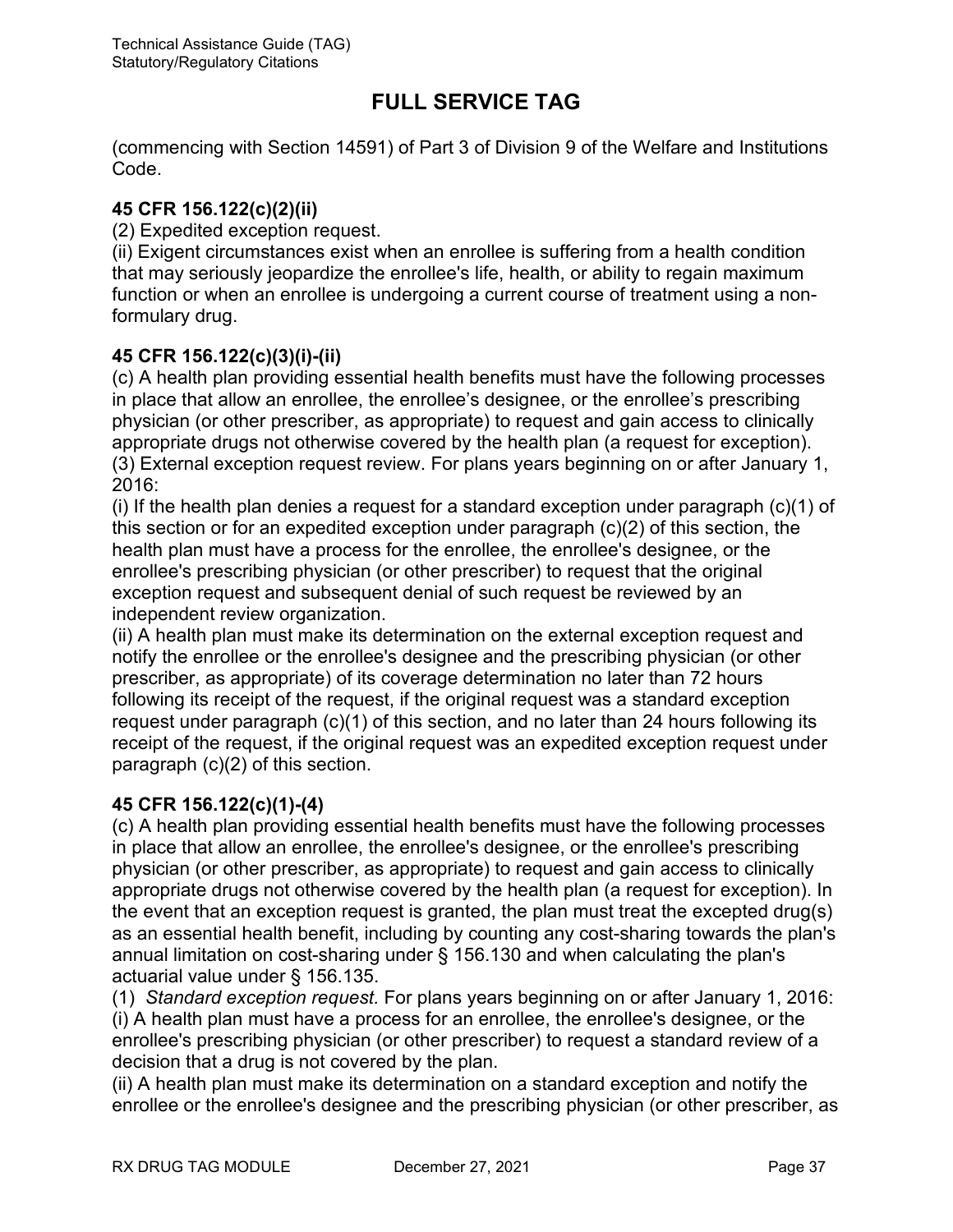# FULL SERVICE TAG

(commencing with Section 14591) of Part 3 of Division 9 of the Welfare and Institutions Code.

**45 CFR 156.122(c)(2)(ii)**

(2) Expedited exception request.

(ii) Exigent circumstances exist when an enrollee is suffering from a health condition that may seriously jeopardize the enrollee's life, health, or ability to regain maximum function or when an enrollee is undergoing a current course of treatment using a non-formulary drug.

**45 CFR 156.122(c)(3)(i)-(ii)**

(c) A health plan providing essential health benefits must have the following processes in place that allow an enrollee, the enrollee's designee, or the enrollee's prescribing physician (or other prescriber, as appropriate) to request and gain access to clinically appropriate drugs not otherwise covered by the health plan (a request for exception).

(3) External exception request review. For plans years beginning on or after January 1, 2016:

(i) If the health plan denies a request for a standard exception under paragraph (c)(1) of this section or for an expedited exception under paragraph (c)(2) of this section, the health plan must have a process for the enrollee, the enrollee's designee, or the enrollee's prescribing physician (or other prescriber) to request that the original exception request and subsequent denial of such request be reviewed by an independent review organization.

(ii) A health plan must make its determination on the external exception request and notify the enrollee or the enrollee's designee and the prescribing physician (or other prescriber, as appropriate) of its coverage determination no later than 72 hours following its receipt of the request, if the original request was a standard exception request under paragraph (c)(1) of this section, and no later than 24 hours following its receipt of the request, if the original request was an expedited exception request under paragraph (c)(2) of this section.

**45 CFR 156.122(c)(1)-(4)**

(c) A health plan providing essential health benefits must have the following processes in place that allow an enrollee, the enrollee's designee, or the enrollee's prescribing physician (or other prescriber, as appropriate) to request and gain access to clinically appropriate drugs not otherwise covered by the health plan (a request for exception). In the event that an exception request is granted, the plan must treat the excepted drug(s) as an essential health benefit, including by counting any cost-sharing towards the plan's annual limitation on cost-sharing under § 156.130 and when calculating the plan's actuarial value under § 156.135.

(1) *Standard exception request.* For plans years beginning on or after January 1, 2016:

(i) A health plan must have a process for an enrollee, the enrollee's designee, or the enrollee's prescribing physician (or other prescriber) to request a standard review of a decision that a drug is not covered by the plan.

(ii) A health plan must make its determination on a standard exception and notify the enrollee or the enrollee's designee and the prescribing physician (or other prescriber, as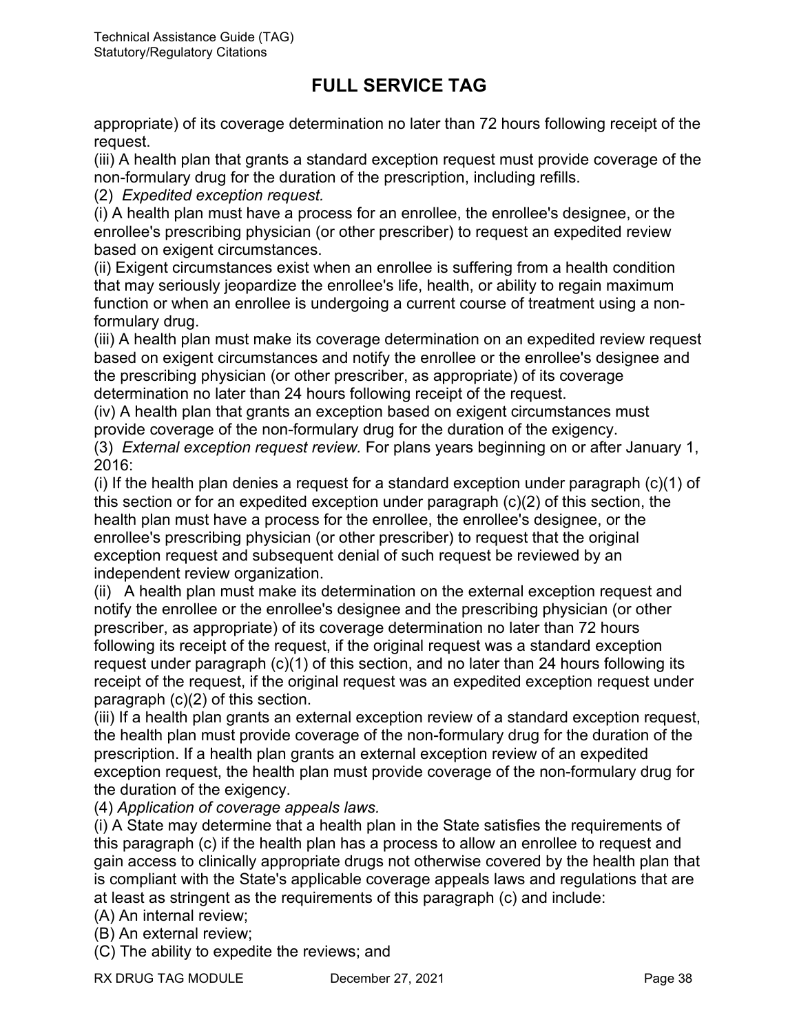## FULL SERVICE TAG

appropriate) of its coverage determination no later than 72 hours following receipt of the request.

(iii) A health plan that grants a standard exception request must provide coverage of the non-formulary drug for the duration of the prescription, including refills.

(2) *Expedited exception request.*

(i) A health plan must have a process for an enrollee, the enrollee's designee, or the enrollee's prescribing physician (or other prescriber) to request an expedited review based on exigent circumstances.

(ii) Exigent circumstances exist when an enrollee is suffering from a health condition that may seriously jeopardize the enrollee's life, health, or ability to regain maximum function or when an enrollee is undergoing a current course of treatment using a non-formulary drug.

(iii) A health plan must make its coverage determination on an expedited review request based on exigent circumstances and notify the enrollee or the enrollee's designee and the prescribing physician (or other prescriber, as appropriate) of its coverage determination no later than 24 hours following receipt of the request.

(iv) A health plan that grants an exception based on exigent circumstances must provide coverage of the non-formulary drug for the duration of the exigency.

(3) *External exception request review.* For plans years beginning on or after January 1, 2016:

(i) If the health plan denies a request for a standard exception under paragraph (c)(1) of this section or for an expedited exception under paragraph (c)(2) of this section, the health plan must have a process for the enrollee, the enrollee's designee, or the enrollee's prescribing physician (or other prescriber) to request that the original exception request and subsequent denial of such request be reviewed by an independent review organization.

(ii) A health plan must make its determination on the external exception request and notify the enrollee or the enrollee's designee and the prescribing physician (or other prescriber, as appropriate) of its coverage determination no later than 72 hours following its receipt of the request, if the original request was a standard exception request under paragraph (c)(1) of this section, and no later than 24 hours following its receipt of the request, if the original request was an expedited exception request under paragraph (c)(2) of this section.

(iii) If a health plan grants an external exception review of a standard exception request, the health plan must provide coverage of the non-formulary drug for the duration of the prescription. If a health plan grants an external exception review of an expedited exception request, the health plan must provide coverage of the non-formulary drug for the duration of the exigency.

(4) *Application of coverage appeals laws.*

(i) A State may determine that a health plan in the State satisfies the requirements of this paragraph (c) if the health plan has a process to allow an enrollee to request and gain access to clinically appropriate drugs not otherwise covered by the health plan that is compliant with the State's applicable coverage appeals laws and regulations that are at least as stringent as the requirements of this paragraph (c) and include:

(A) An internal review;

(B) An external review;

(C) The ability to expedite the reviews; and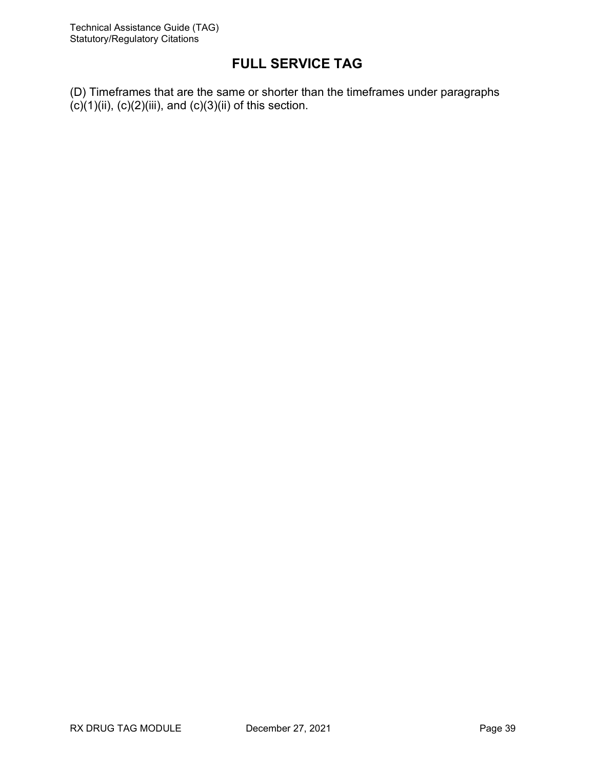# FULL SERVICE TAG

(D) Timeframes that are the same or shorter than the timeframes under paragraphs (c)(1)(ii), (c)(2)(iii), and (c)(3)(ii) of this section.